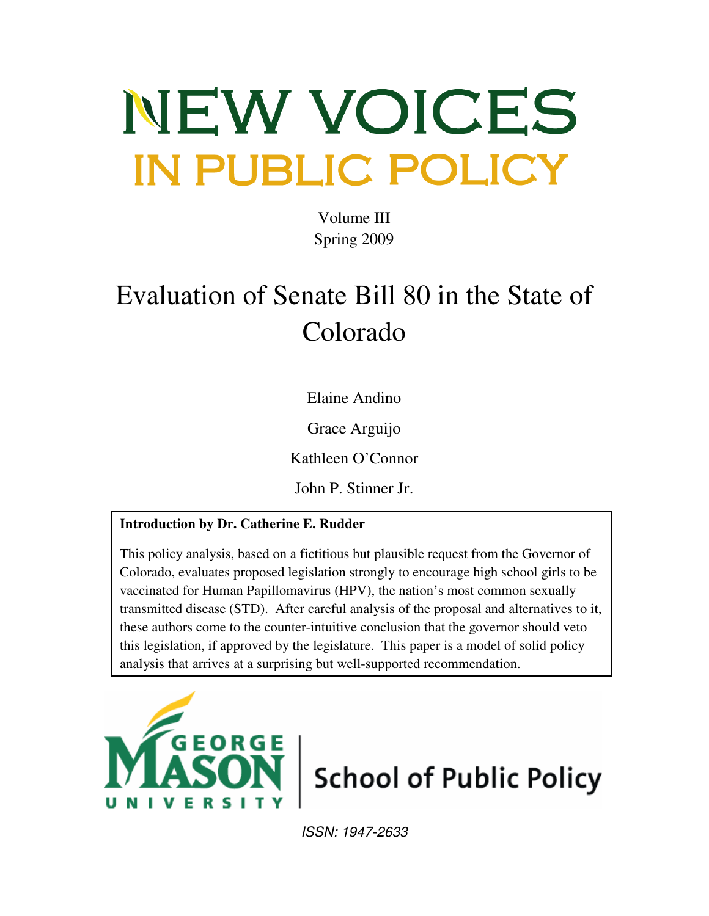# NEW VOICES IN PUBLIC POLICY

Volume III
Spring 2009

# Evaluation of Senate Bill 80 in the State of Colorado

Elaine Andino

Grace Arguijo

Kathleen O'Connor

John P. Stinner Jr.

**Introduction by Dr. Catherine E. Rudder**

This policy analysis, based on a fictitious but plausible request from the Governor of Colorado, evaluates proposed legislation strongly to encourage high school girls to be vaccinated for Human Papillomavirus (HPV), the nation's most common sexually transmitted disease (STD). After careful analysis of the proposal and alternatives to it, these authors come to the counter-intuitive conclusion that the governor should veto this legislation, if approved by the legislature. This paper is a model of solid policy analysis that arrives at a surprising but well-supported recommendation.

GEORGE MASON UNIVERSITY | School of Public Policy

*ISSN: 1947-2633*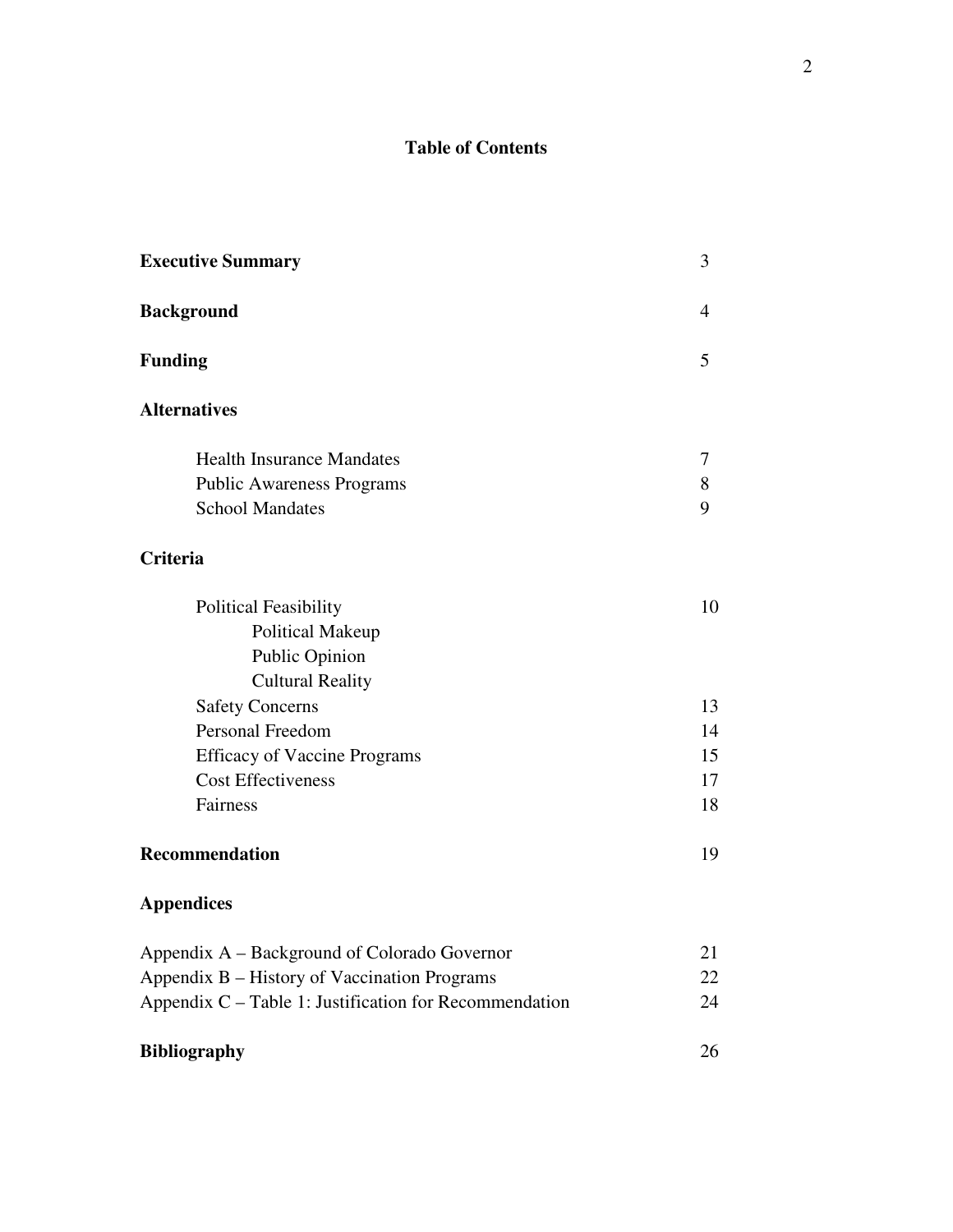# Table of Contents

| | |
|---|---|
| **Executive Summary** | 3 |
| **Background** | 4 |
| **Funding** | 5 |
| **Alternatives** | |
| Health Insurance Mandates | 7 |
| Public Awareness Programs | 8 |
| School Mandates | 9 |
| **Criteria** | |
| Political Feasibility | 10 |
| Political Makeup | |
| Public Opinion | |
| Cultural Reality | |
| Safety Concerns | 13 |
| Personal Freedom | 14 |
| Efficacy of Vaccine Programs | 15 |
| Cost Effectiveness | 17 |
| Fairness | 18 |
| **Recommendation** | 19 |
| **Appendices** | |
| Appendix A – Background of Colorado Governor | 21 |
| Appendix B – History of Vaccination Programs | 22 |
| Appendix C – Table 1: Justification for Recommendation | 24 |
| **Bibliography** | 26 |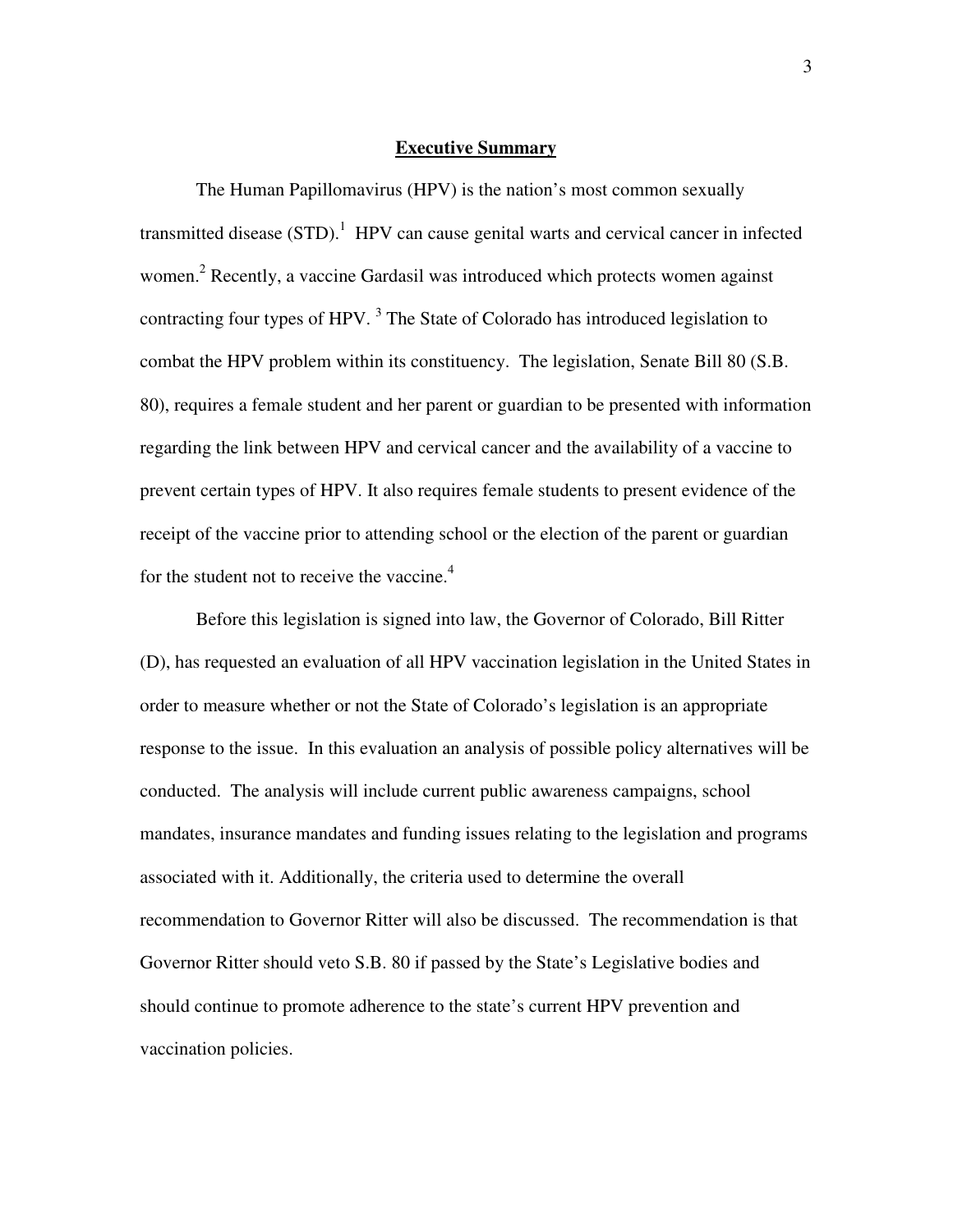## Executive Summary

The Human Papillomavirus (HPV) is the nation's most common sexually transmitted disease (STD).[1] HPV can cause genital warts and cervical cancer in infected women.[2] Recently, a vaccine Gardasil was introduced which protects women against contracting four types of HPV. [3] The State of Colorado has introduced legislation to combat the HPV problem within its constituency. The legislation, Senate Bill 80 (S.B. 80), requires a female student and her parent or guardian to be presented with information regarding the link between HPV and cervical cancer and the availability of a vaccine to prevent certain types of HPV. It also requires female students to present evidence of the receipt of the vaccine prior to attending school or the election of the parent or guardian for the student not to receive the vaccine.[4]

Before this legislation is signed into law, the Governor of Colorado, Bill Ritter (D), has requested an evaluation of all HPV vaccination legislation in the United States in order to measure whether or not the State of Colorado's legislation is an appropriate response to the issue. In this evaluation an analysis of possible policy alternatives will be conducted. The analysis will include current public awareness campaigns, school mandates, insurance mandates and funding issues relating to the legislation and programs associated with it. Additionally, the criteria used to determine the overall recommendation to Governor Ritter will also be discussed. The recommendation is that Governor Ritter should veto S.B. 80 if passed by the State's Legislative bodies and should continue to promote adherence to the state's current HPV prevention and vaccination policies.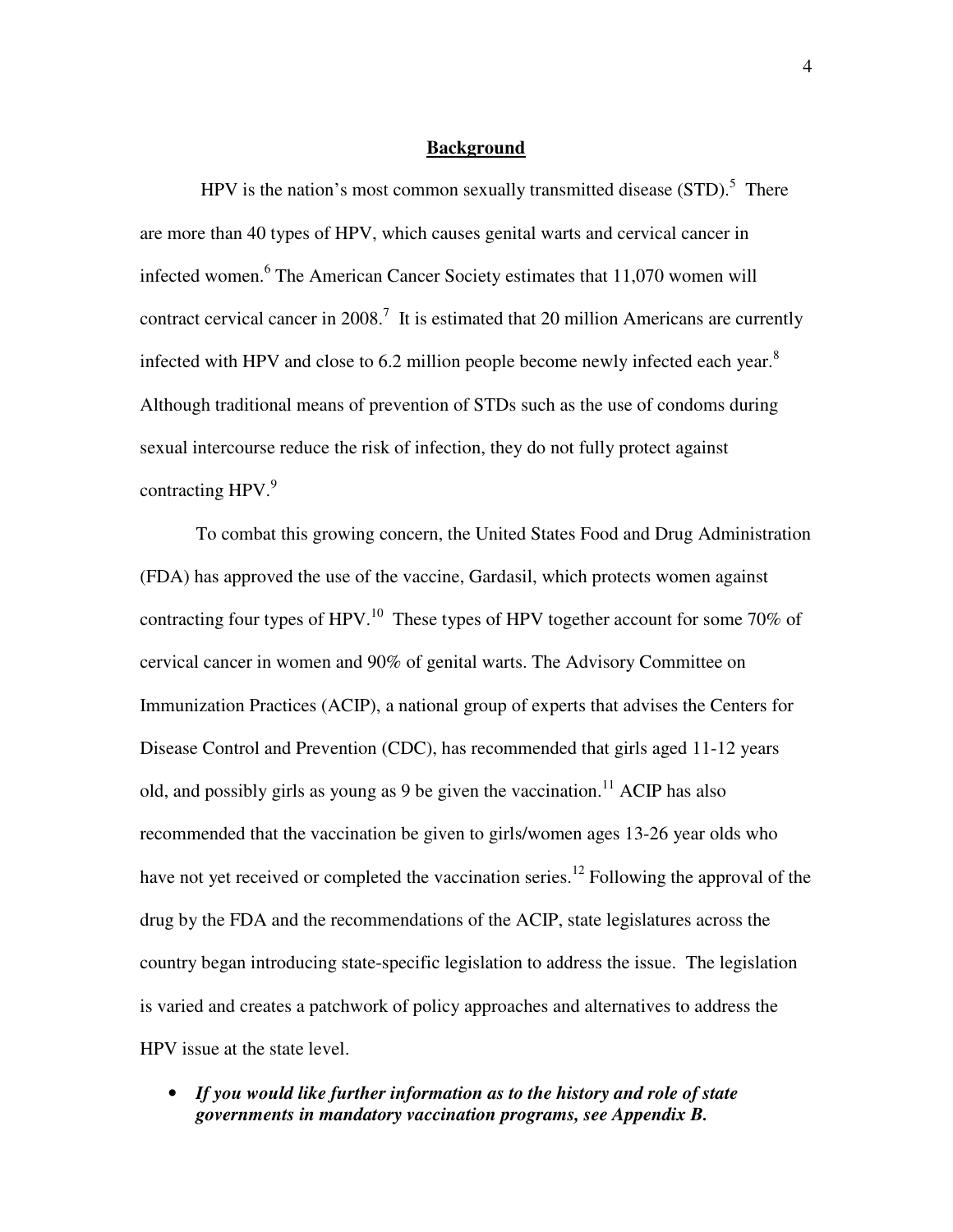## Background

HPV is the nation's most common sexually transmitted disease (STD).[5] There are more than 40 types of HPV, which causes genital warts and cervical cancer in infected women.[6] The American Cancer Society estimates that 11,070 women will contract cervical cancer in 2008.[7] It is estimated that 20 million Americans are currently infected with HPV and close to 6.2 million people become newly infected each year.[8] Although traditional means of prevention of STDs such as the use of condoms during sexual intercourse reduce the risk of infection, they do not fully protect against contracting HPV.[9]

To combat this growing concern, the United States Food and Drug Administration (FDA) has approved the use of the vaccine, Gardasil, which protects women against contracting four types of HPV.[10] These types of HPV together account for some 70% of cervical cancer in women and 90% of genital warts. The Advisory Committee on Immunization Practices (ACIP), a national group of experts that advises the Centers for Disease Control and Prevention (CDC), has recommended that girls aged 11-12 years old, and possibly girls as young as 9 be given the vaccination.[11] ACIP has also recommended that the vaccination be given to girls/women ages 13-26 year olds who have not yet received or completed the vaccination series.[12] Following the approval of the drug by the FDA and the recommendations of the ACIP, state legislatures across the country began introducing state-specific legislation to address the issue. The legislation is varied and creates a patchwork of policy approaches and alternatives to address the HPV issue at the state level.

- ***If you would like further information as to the history and role of state governments in mandatory vaccination programs, see Appendix B.***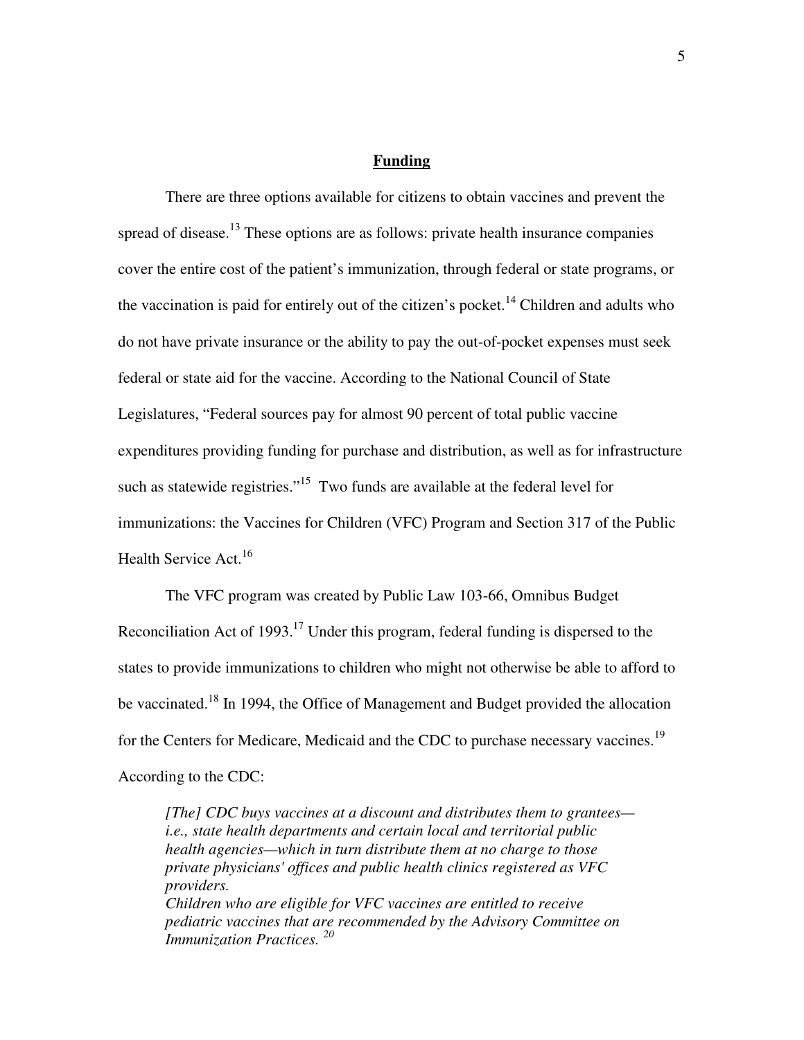## Funding

There are three options available for citizens to obtain vaccines and prevent the spread of disease.[13] These options are as follows: private health insurance companies cover the entire cost of the patient's immunization, through federal or state programs, or the vaccination is paid for entirely out of the citizen's pocket.[14] Children and adults who do not have private insurance or the ability to pay the out-of-pocket expenses must seek federal or state aid for the vaccine. According to the National Council of State Legislatures, "Federal sources pay for almost 90 percent of total public vaccine expenditures providing funding for purchase and distribution, as well as for infrastructure such as statewide registries."[15] Two funds are available at the federal level for immunizations: the Vaccines for Children (VFC) Program and Section 317 of the Public Health Service Act.[16]

The VFC program was created by Public Law 103-66, Omnibus Budget Reconciliation Act of 1993.[17] Under this program, federal funding is dispersed to the states to provide immunizations to children who might not otherwise be able to afford to be vaccinated.[18] In 1994, the Office of Management and Budget provided the allocation for the Centers for Medicare, Medicaid and the CDC to purchase necessary vaccines.[19] According to the CDC:

> *[The] CDC buys vaccines at a discount and distributes them to grantees—i.e., state health departments and certain local and territorial public health agencies—which in turn distribute them at no charge to those private physicians' offices and public health clinics registered as VFC providers.*
> *Children who are eligible for VFC vaccines are entitled to receive pediatric vaccines that are recommended by the Advisory Committee on Immunization Practices.* [20]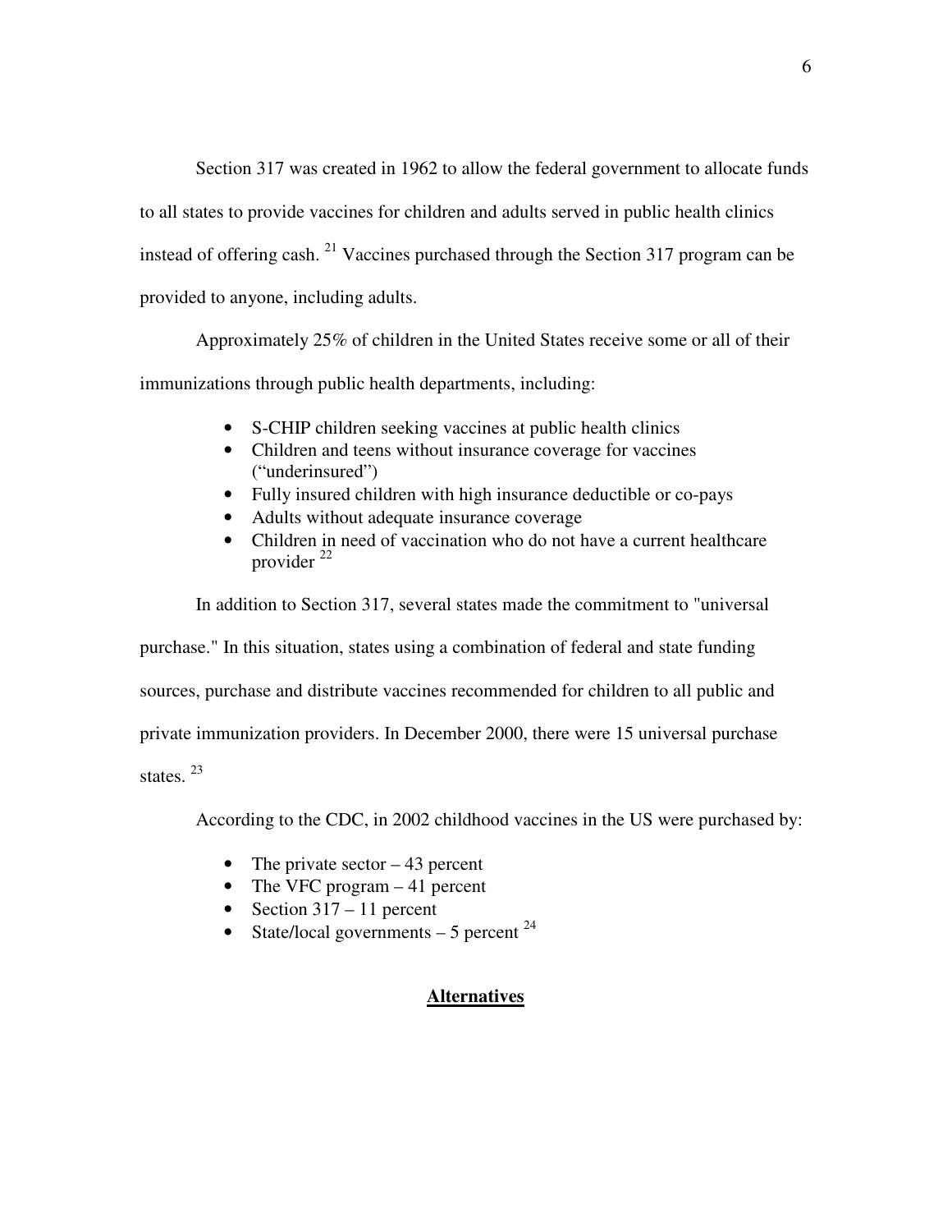Section 317 was created in 1962 to allow the federal government to allocate funds to all states to provide vaccines for children and adults served in public health clinics instead of offering cash. [21] Vaccines purchased through the Section 317 program can be provided to anyone, including adults.

Approximately 25% of children in the United States receive some or all of their immunizations through public health departments, including:

- S-CHIP children seeking vaccines at public health clinics
- Children and teens without insurance coverage for vaccines ("underinsured")
- Fully insured children with high insurance deductible or co-pays
- Adults without adequate insurance coverage
- Children in need of vaccination who do not have a current healthcare provider [22]

In addition to Section 317, several states made the commitment to "universal purchase." In this situation, states using a combination of federal and state funding sources, purchase and distribute vaccines recommended for children to all public and private immunization providers. In December 2000, there were 15 universal purchase states. [23]

According to the CDC, in 2002 childhood vaccines in the US were purchased by:

- The private sector – 43 percent
- The VFC program – 41 percent
- Section 317 – 11 percent
- State/local governments – 5 percent [24]

## **Alternatives**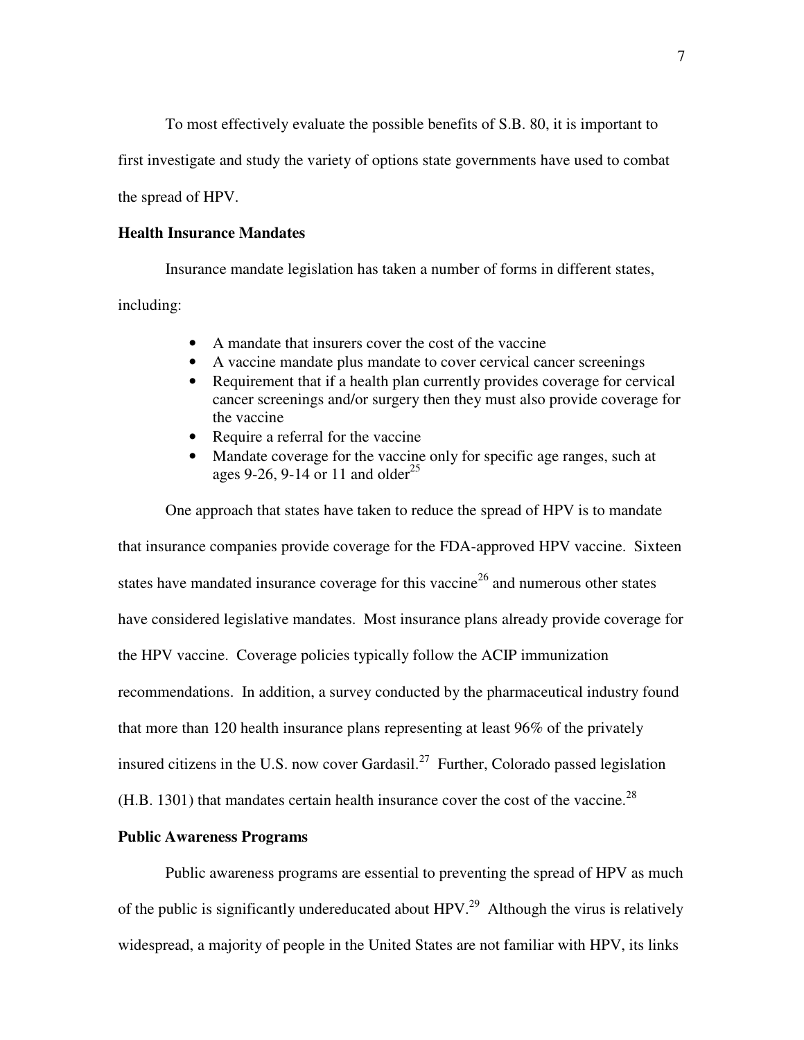To most effectively evaluate the possible benefits of S.B. 80, it is important to first investigate and study the variety of options state governments have used to combat the spread of HPV.

**Health Insurance Mandates**

Insurance mandate legislation has taken a number of forms in different states, including:

- A mandate that insurers cover the cost of the vaccine
- A vaccine mandate plus mandate to cover cervical cancer screenings
- Requirement that if a health plan currently provides coverage for cervical cancer screenings and/or surgery then they must also provide coverage for the vaccine
- Require a referral for the vaccine
- Mandate coverage for the vaccine only for specific age ranges, such at ages 9-26, 9-14 or 11 and older[25]

One approach that states have taken to reduce the spread of HPV is to mandate that insurance companies provide coverage for the FDA-approved HPV vaccine. Sixteen states have mandated insurance coverage for this vaccine[26] and numerous other states have considered legislative mandates. Most insurance plans already provide coverage for the HPV vaccine. Coverage policies typically follow the ACIP immunization recommendations. In addition, a survey conducted by the pharmaceutical industry found that more than 120 health insurance plans representing at least 96% of the privately insured citizens in the U.S. now cover Gardasil.[27] Further, Colorado passed legislation (H.B. 1301) that mandates certain health insurance cover the cost of the vaccine.[28]

**Public Awareness Programs**

Public awareness programs are essential to preventing the spread of HPV as much of the public is significantly undereducated about HPV.[29] Although the virus is relatively widespread, a majority of people in the United States are not familiar with HPV, its links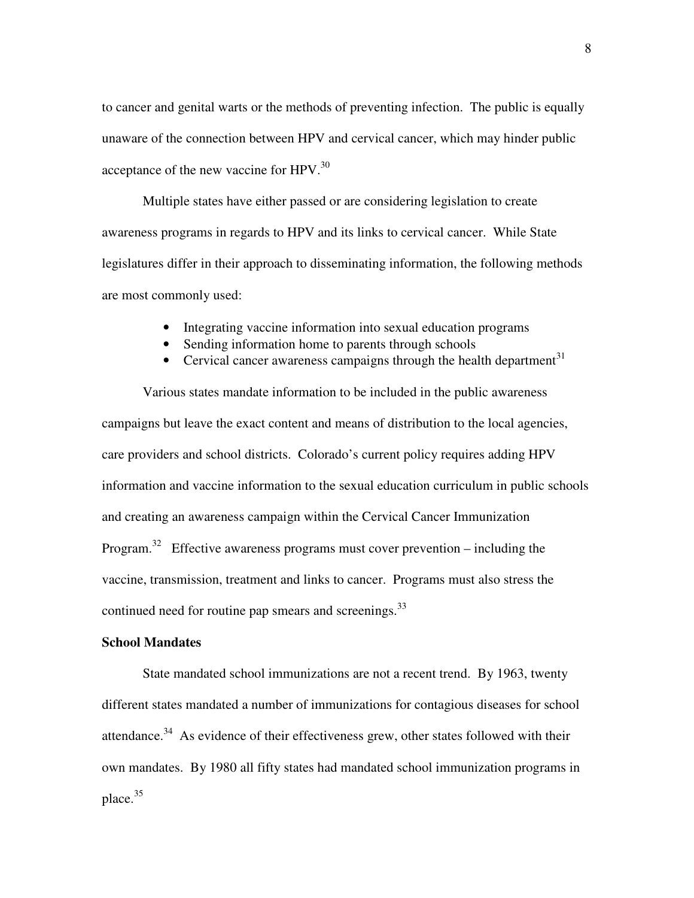to cancer and genital warts or the methods of preventing infection. The public is equally unaware of the connection between HPV and cervical cancer, which may hinder public acceptance of the new vaccine for HPV.[30]

Multiple states have either passed or are considering legislation to create awareness programs in regards to HPV and its links to cervical cancer. While State legislatures differ in their approach to disseminating information, the following methods are most commonly used:

- Integrating vaccine information into sexual education programs
- Sending information home to parents through schools
- Cervical cancer awareness campaigns through the health department[31]

Various states mandate information to be included in the public awareness campaigns but leave the exact content and means of distribution to the local agencies, care providers and school districts. Colorado's current policy requires adding HPV information and vaccine information to the sexual education curriculum in public schools and creating an awareness campaign within the Cervical Cancer Immunization Program.[32] Effective awareness programs must cover prevention – including the vaccine, transmission, treatment and links to cancer. Programs must also stress the continued need for routine pap smears and screenings.[33]

**School Mandates**

State mandated school immunizations are not a recent trend. By 1963, twenty different states mandated a number of immunizations for contagious diseases for school attendance.[34] As evidence of their effectiveness grew, other states followed with their own mandates. By 1980 all fifty states had mandated school immunization programs in place.[35]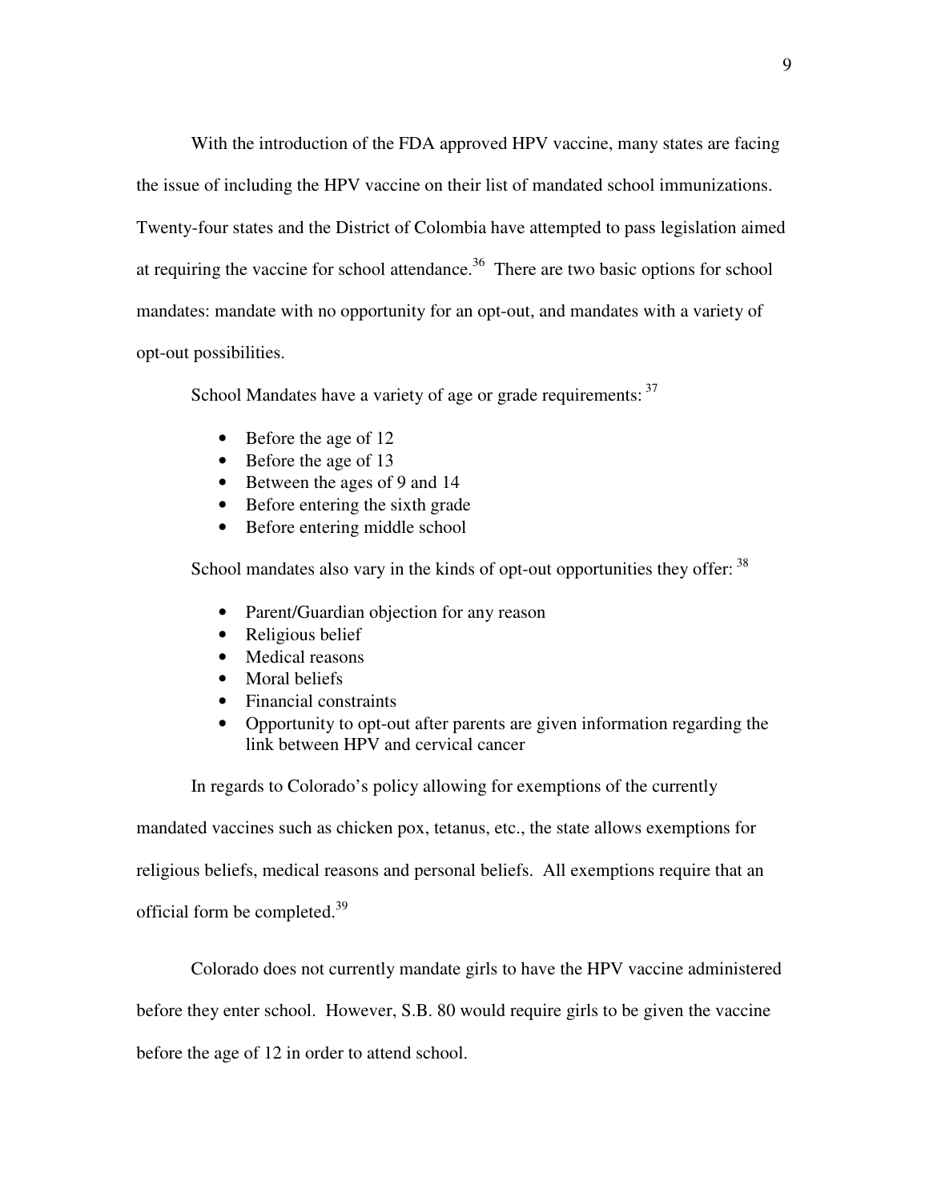With the introduction of the FDA approved HPV vaccine, many states are facing the issue of including the HPV vaccine on their list of mandated school immunizations. Twenty-four states and the District of Colombia have attempted to pass legislation aimed at requiring the vaccine for school attendance.[36] There are two basic options for school mandates: mandate with no opportunity for an opt-out, and mandates with a variety of opt-out possibilities.

School Mandates have a variety of age or grade requirements: [37]

- Before the age of 12
- Before the age of 13
- Between the ages of 9 and 14
- Before entering the sixth grade
- Before entering middle school

School mandates also vary in the kinds of opt-out opportunities they offer: [38]

- Parent/Guardian objection for any reason
- Religious belief
- Medical reasons
- Moral beliefs
- Financial constraints
- Opportunity to opt-out after parents are given information regarding the link between HPV and cervical cancer

In regards to Colorado's policy allowing for exemptions of the currently mandated vaccines such as chicken pox, tetanus, etc., the state allows exemptions for religious beliefs, medical reasons and personal beliefs. All exemptions require that an official form be completed.[39]

Colorado does not currently mandate girls to have the HPV vaccine administered before they enter school. However, S.B. 80 would require girls to be given the vaccine before the age of 12 in order to attend school.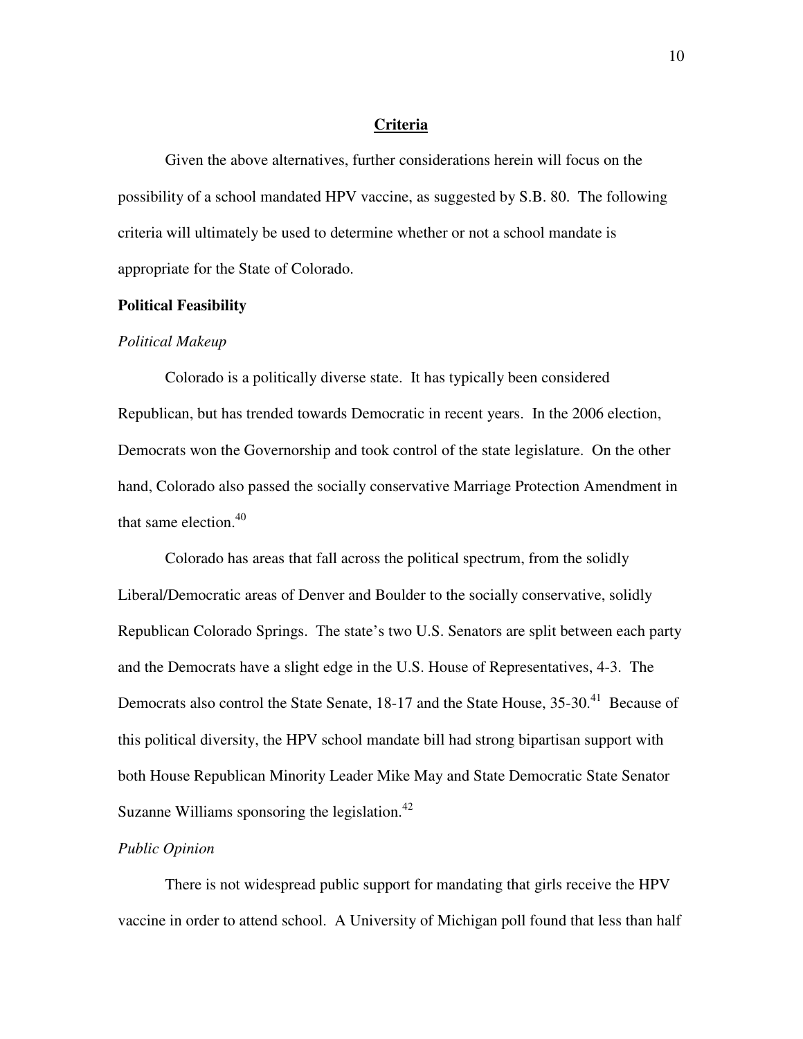## Criteria

Given the above alternatives, further considerations herein will focus on the possibility of a school mandated HPV vaccine, as suggested by S.B. 80. The following criteria will ultimately be used to determine whether or not a school mandate is appropriate for the State of Colorado.

### Political Feasibility

*Political Makeup*

Colorado is a politically diverse state. It has typically been considered Republican, but has trended towards Democratic in recent years. In the 2006 election, Democrats won the Governorship and took control of the state legislature. On the other hand, Colorado also passed the socially conservative Marriage Protection Amendment in that same election.[40]

Colorado has areas that fall across the political spectrum, from the solidly Liberal/Democratic areas of Denver and Boulder to the socially conservative, solidly Republican Colorado Springs. The state's two U.S. Senators are split between each party and the Democrats have a slight edge in the U.S. House of Representatives, 4-3. The Democrats also control the State Senate, 18-17 and the State House, 35-30.[41] Because of this political diversity, the HPV school mandate bill had strong bipartisan support with both House Republican Minority Leader Mike May and State Democratic State Senator Suzanne Williams sponsoring the legislation.[42]

*Public Opinion*

There is not widespread public support for mandating that girls receive the HPV vaccine in order to attend school. A University of Michigan poll found that less than half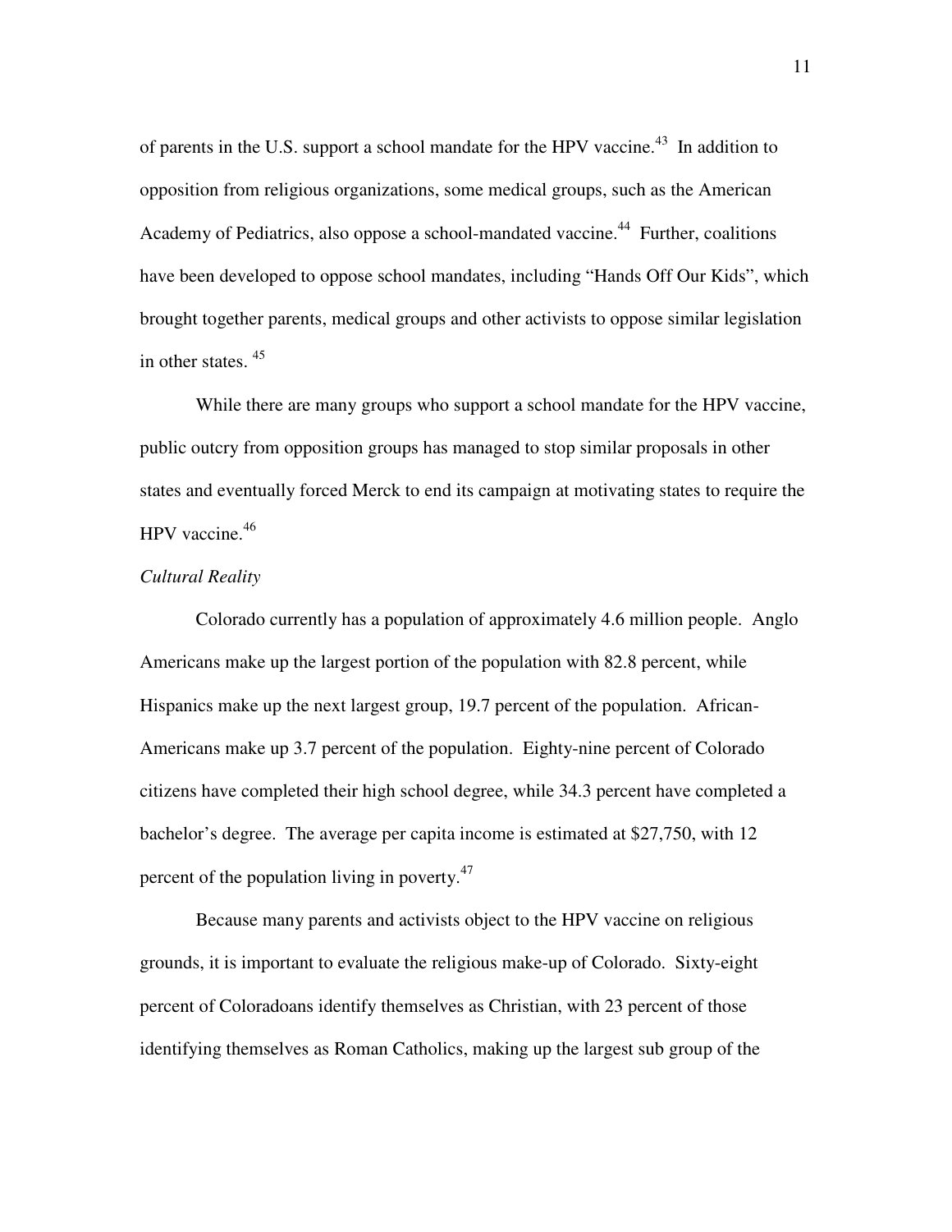of parents in the U.S. support a school mandate for the HPV vaccine.[43] In addition to opposition from religious organizations, some medical groups, such as the American Academy of Pediatrics, also oppose a school-mandated vaccine.[44] Further, coalitions have been developed to oppose school mandates, including "Hands Off Our Kids", which brought together parents, medical groups and other activists to oppose similar legislation in other states. [45]

While there are many groups who support a school mandate for the HPV vaccine, public outcry from opposition groups has managed to stop similar proposals in other states and eventually forced Merck to end its campaign at motivating states to require the HPV vaccine.[46]

*Cultural Reality*

Colorado currently has a population of approximately 4.6 million people. Anglo Americans make up the largest portion of the population with 82.8 percent, while Hispanics make up the next largest group, 19.7 percent of the population. African-Americans make up 3.7 percent of the population. Eighty-nine percent of Colorado citizens have completed their high school degree, while 34.3 percent have completed a bachelor's degree. The average per capita income is estimated at $27,750, with 12 percent of the population living in poverty.[47]

Because many parents and activists object to the HPV vaccine on religious grounds, it is important to evaluate the religious make-up of Colorado. Sixty-eight percent of Coloradoans identify themselves as Christian, with 23 percent of those identifying themselves as Roman Catholics, making up the largest sub group of the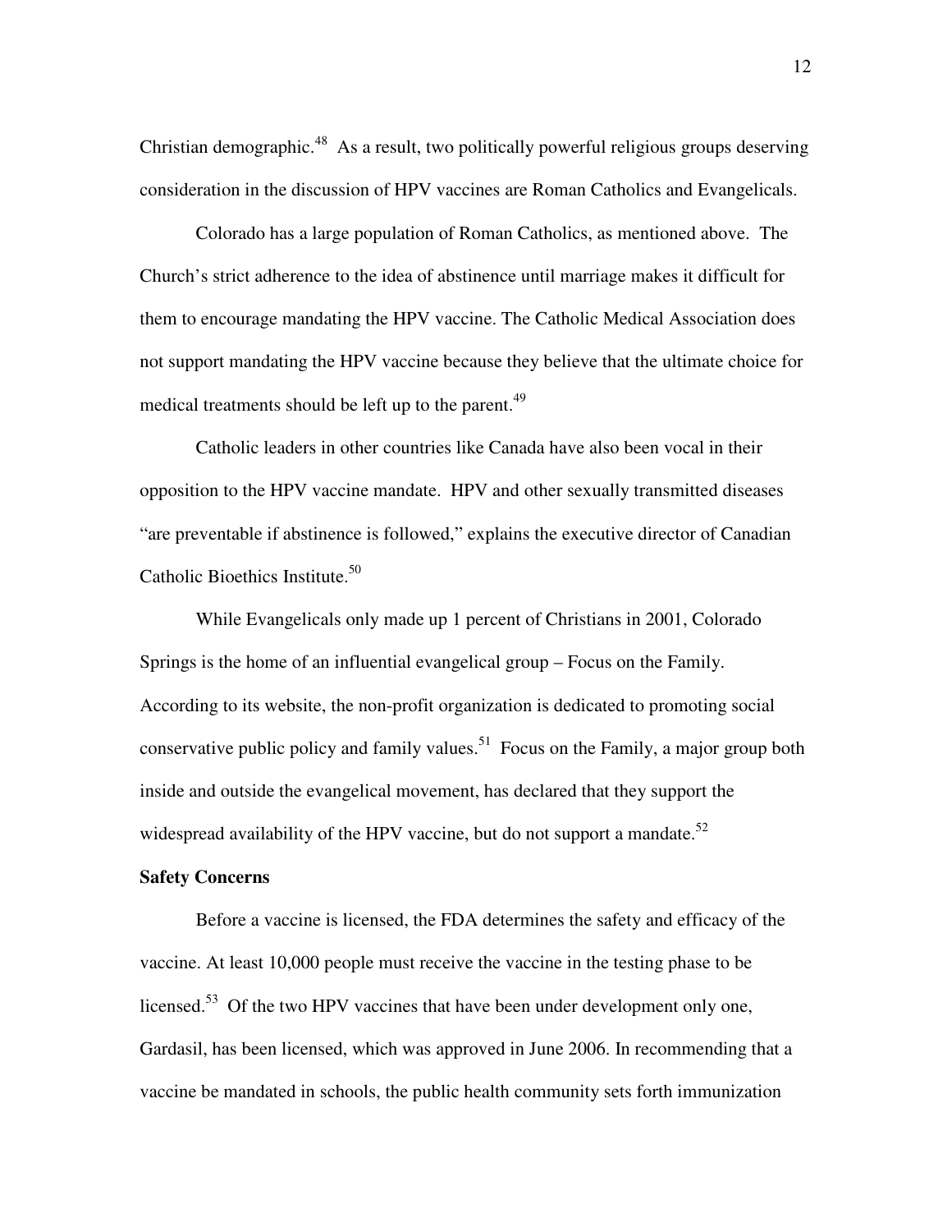Christian demographic.[48] As a result, two politically powerful religious groups deserving consideration in the discussion of HPV vaccines are Roman Catholics and Evangelicals.

Colorado has a large population of Roman Catholics, as mentioned above. The Church's strict adherence to the idea of abstinence until marriage makes it difficult for them to encourage mandating the HPV vaccine. The Catholic Medical Association does not support mandating the HPV vaccine because they believe that the ultimate choice for medical treatments should be left up to the parent.[49]

Catholic leaders in other countries like Canada have also been vocal in their opposition to the HPV vaccine mandate. HPV and other sexually transmitted diseases "are preventable if abstinence is followed," explains the executive director of Canadian Catholic Bioethics Institute.[50]

While Evangelicals only made up 1 percent of Christians in 2001, Colorado Springs is the home of an influential evangelical group – Focus on the Family. According to its website, the non-profit organization is dedicated to promoting social conservative public policy and family values.[51] Focus on the Family, a major group both inside and outside the evangelical movement, has declared that they support the widespread availability of the HPV vaccine, but do not support a mandate.[52]

**Safety Concerns**

Before a vaccine is licensed, the FDA determines the safety and efficacy of the vaccine. At least 10,000 people must receive the vaccine in the testing phase to be licensed.[53] Of the two HPV vaccines that have been under development only one, Gardasil, has been licensed, which was approved in June 2006. In recommending that a vaccine be mandated in schools, the public health community sets forth immunization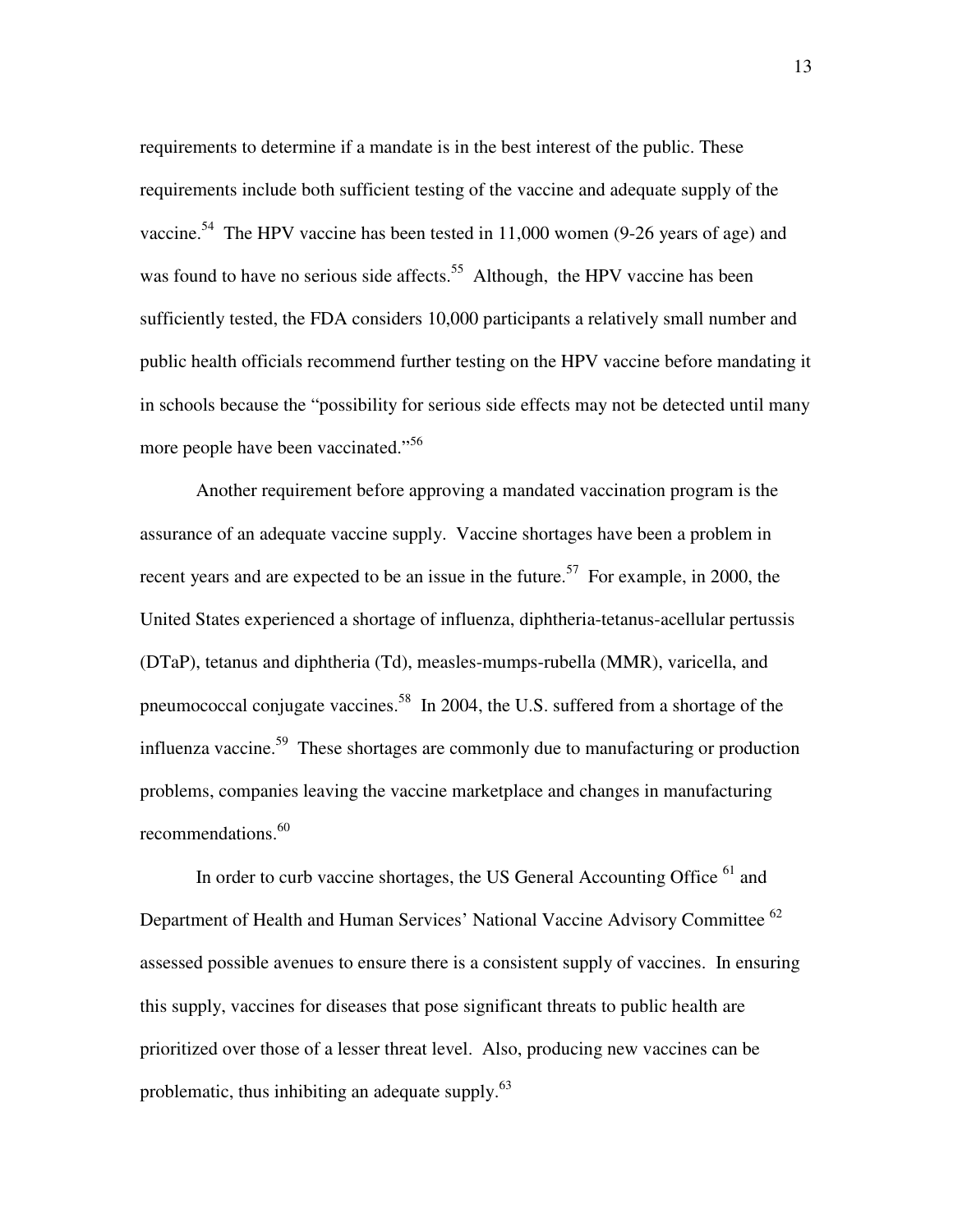requirements to determine if a mandate is in the best interest of the public. These requirements include both sufficient testing of the vaccine and adequate supply of the vaccine.[54] The HPV vaccine has been tested in 11,000 women (9-26 years of age) and was found to have no serious side affects.[55] Although, the HPV vaccine has been sufficiently tested, the FDA considers 10,000 participants a relatively small number and public health officials recommend further testing on the HPV vaccine before mandating it in schools because the "possibility for serious side effects may not be detected until many more people have been vaccinated."[56]

Another requirement before approving a mandated vaccination program is the assurance of an adequate vaccine supply. Vaccine shortages have been a problem in recent years and are expected to be an issue in the future.[57] For example, in 2000, the United States experienced a shortage of influenza, diphtheria-tetanus-acellular pertussis (DTaP), tetanus and diphtheria (Td), measles-mumps-rubella (MMR), varicella, and pneumococcal conjugate vaccines.[58] In 2004, the U.S. suffered from a shortage of the influenza vaccine.[59] These shortages are commonly due to manufacturing or production problems, companies leaving the vaccine marketplace and changes in manufacturing recommendations.[60]

In order to curb vaccine shortages, the US General Accounting Office [61] and Department of Health and Human Services' National Vaccine Advisory Committee [62] assessed possible avenues to ensure there is a consistent supply of vaccines. In ensuring this supply, vaccines for diseases that pose significant threats to public health are prioritized over those of a lesser threat level. Also, producing new vaccines can be problematic, thus inhibiting an adequate supply.[63]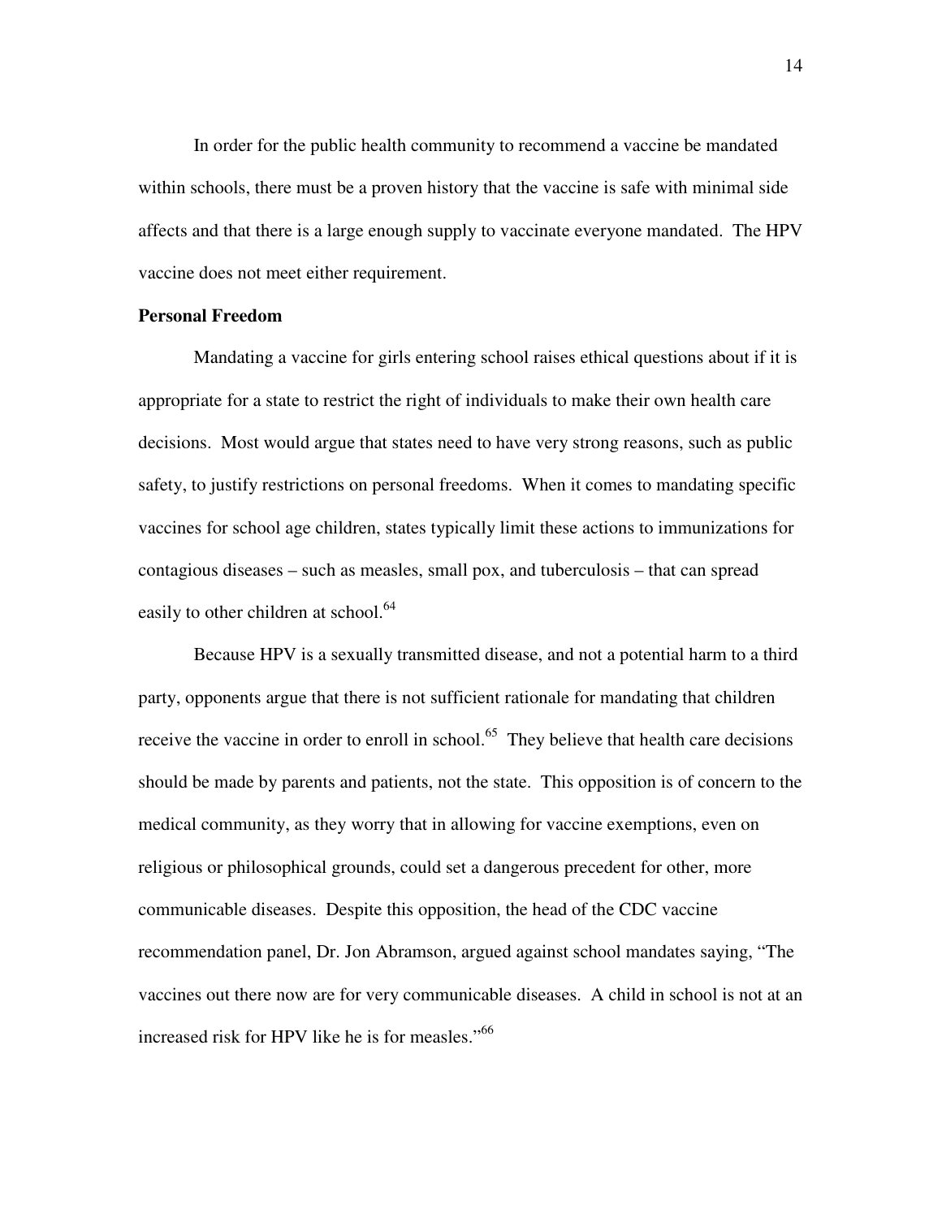In order for the public health community to recommend a vaccine be mandated within schools, there must be a proven history that the vaccine is safe with minimal side affects and that there is a large enough supply to vaccinate everyone mandated. The HPV vaccine does not meet either requirement.

**Personal Freedom**

Mandating a vaccine for girls entering school raises ethical questions about if it is appropriate for a state to restrict the right of individuals to make their own health care decisions. Most would argue that states need to have very strong reasons, such as public safety, to justify restrictions on personal freedoms. When it comes to mandating specific vaccines for school age children, states typically limit these actions to immunizations for contagious diseases – such as measles, small pox, and tuberculosis – that can spread easily to other children at school.[64]

Because HPV is a sexually transmitted disease, and not a potential harm to a third party, opponents argue that there is not sufficient rationale for mandating that children receive the vaccine in order to enroll in school.[65] They believe that health care decisions should be made by parents and patients, not the state. This opposition is of concern to the medical community, as they worry that in allowing for vaccine exemptions, even on religious or philosophical grounds, could set a dangerous precedent for other, more communicable diseases. Despite this opposition, the head of the CDC vaccine recommendation panel, Dr. Jon Abramson, argued against school mandates saying, "The vaccines out there now are for very communicable diseases. A child in school is not at an increased risk for HPV like he is for measles."[66]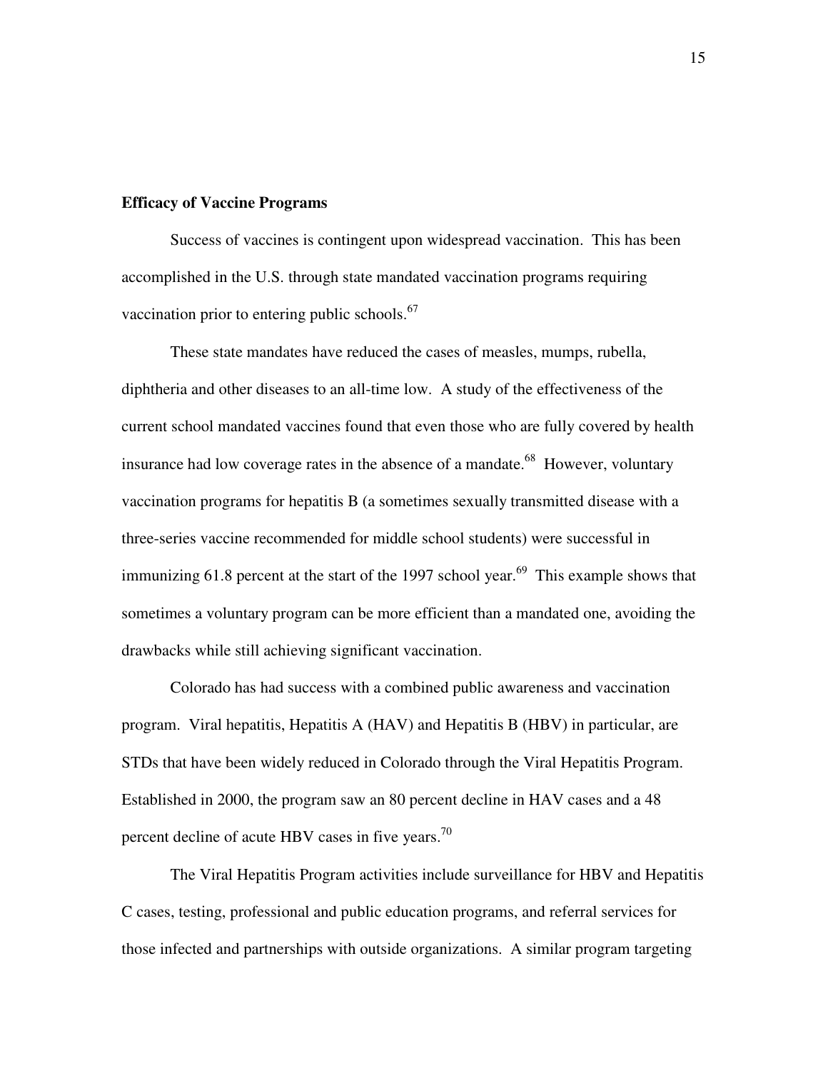**Efficacy of Vaccine Programs**

Success of vaccines is contingent upon widespread vaccination. This has been accomplished in the U.S. through state mandated vaccination programs requiring vaccination prior to entering public schools.[67]

These state mandates have reduced the cases of measles, mumps, rubella, diphtheria and other diseases to an all-time low. A study of the effectiveness of the current school mandated vaccines found that even those who are fully covered by health insurance had low coverage rates in the absence of a mandate.[68] However, voluntary vaccination programs for hepatitis B (a sometimes sexually transmitted disease with a three-series vaccine recommended for middle school students) were successful in immunizing 61.8 percent at the start of the 1997 school year.[69] This example shows that sometimes a voluntary program can be more efficient than a mandated one, avoiding the drawbacks while still achieving significant vaccination.

Colorado has had success with a combined public awareness and vaccination program. Viral hepatitis, Hepatitis A (HAV) and Hepatitis B (HBV) in particular, are STDs that have been widely reduced in Colorado through the Viral Hepatitis Program. Established in 2000, the program saw an 80 percent decline in HAV cases and a 48 percent decline of acute HBV cases in five years.[70]

The Viral Hepatitis Program activities include surveillance for HBV and Hepatitis C cases, testing, professional and public education programs, and referral services for those infected and partnerships with outside organizations. A similar program targeting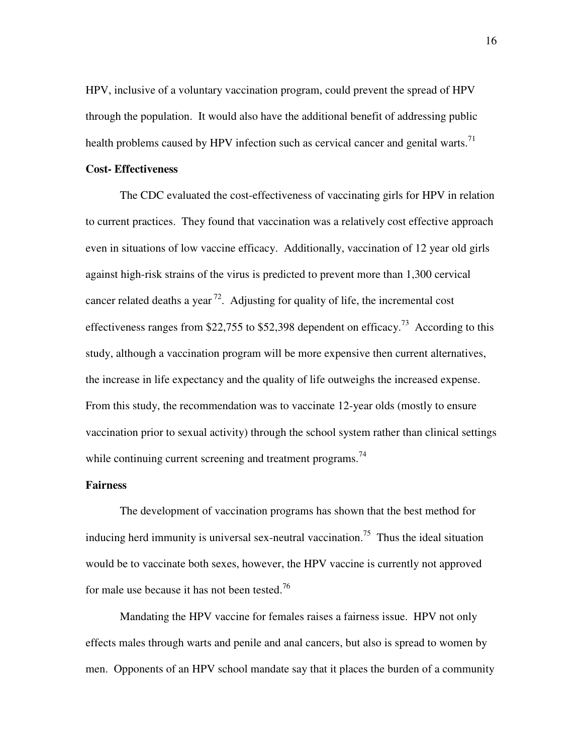HPV, inclusive of a voluntary vaccination program, could prevent the spread of HPV through the population. It would also have the additional benefit of addressing public health problems caused by HPV infection such as cervical cancer and genital warts.[71]

**Cost- Effectiveness**

The CDC evaluated the cost-effectiveness of vaccinating girls for HPV in relation to current practices. They found that vaccination was a relatively cost effective approach even in situations of low vaccine efficacy. Additionally, vaccination of 12 year old girls against high-risk strains of the virus is predicted to prevent more than 1,300 cervical cancer related deaths a year [72]. Adjusting for quality of life, the incremental cost effectiveness ranges from $22,755 to $52,398 dependent on efficacy.[73] According to this study, although a vaccination program will be more expensive then current alternatives, the increase in life expectancy and the quality of life outweighs the increased expense. From this study, the recommendation was to vaccinate 12-year olds (mostly to ensure vaccination prior to sexual activity) through the school system rather than clinical settings while continuing current screening and treatment programs.[74]

**Fairness**

The development of vaccination programs has shown that the best method for inducing herd immunity is universal sex-neutral vaccination.[75] Thus the ideal situation would be to vaccinate both sexes, however, the HPV vaccine is currently not approved for male use because it has not been tested.[76]

Mandating the HPV vaccine for females raises a fairness issue. HPV not only effects males through warts and penile and anal cancers, but also is spread to women by men. Opponents of an HPV school mandate say that it places the burden of a community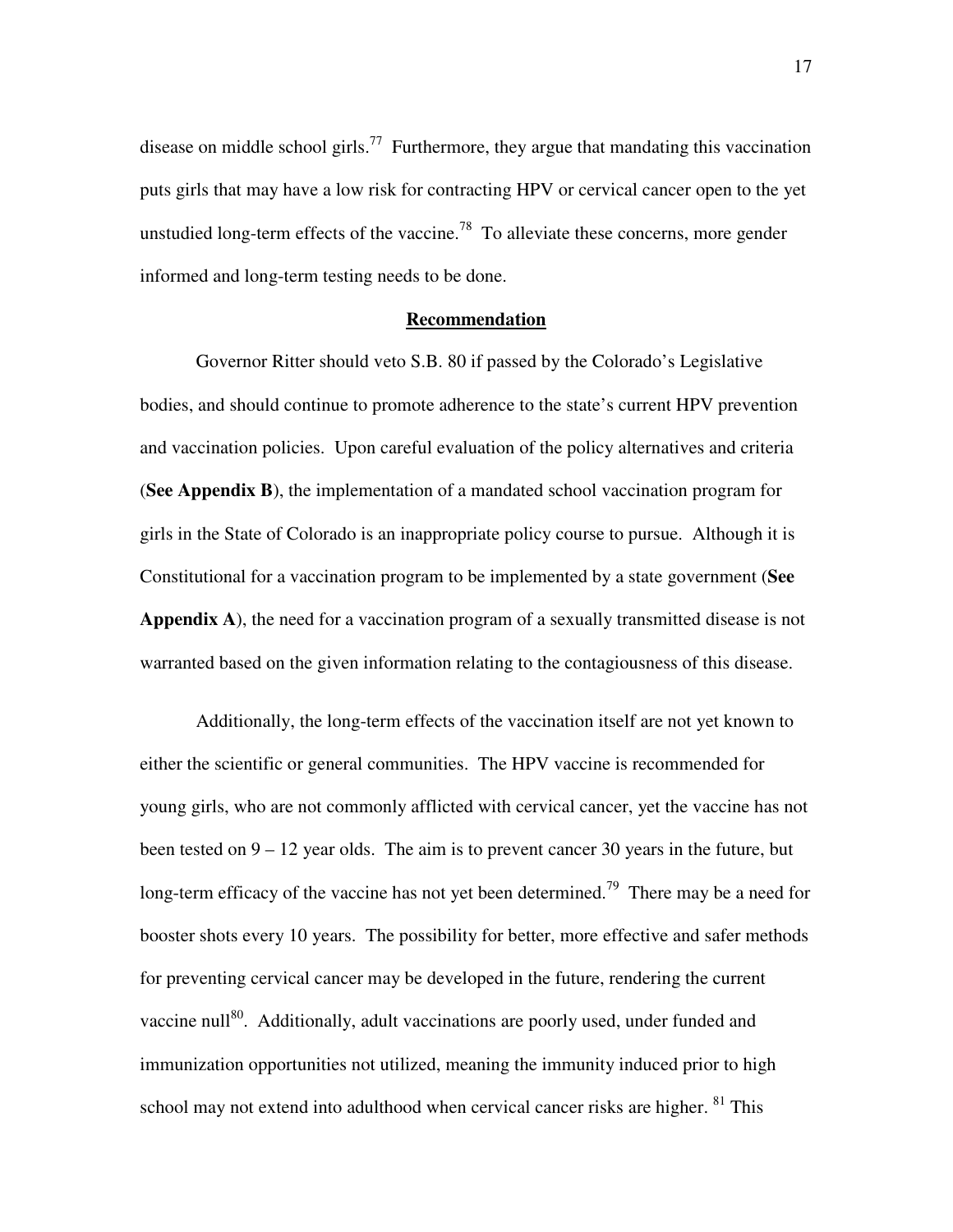disease on middle school girls.[77] Furthermore, they argue that mandating this vaccination puts girls that may have a low risk for contracting HPV or cervical cancer open to the yet unstudied long-term effects of the vaccine.[78] To alleviate these concerns, more gender informed and long-term testing needs to be done.

## Recommendation

Governor Ritter should veto S.B. 80 if passed by the Colorado's Legislative bodies, and should continue to promote adherence to the state's current HPV prevention and vaccination policies. Upon careful evaluation of the policy alternatives and criteria (**See Appendix B**), the implementation of a mandated school vaccination program for girls in the State of Colorado is an inappropriate policy course to pursue. Although it is Constitutional for a vaccination program to be implemented by a state government (**See Appendix A**), the need for a vaccination program of a sexually transmitted disease is not warranted based on the given information relating to the contagiousness of this disease.

Additionally, the long-term effects of the vaccination itself are not yet known to either the scientific or general communities. The HPV vaccine is recommended for young girls, who are not commonly afflicted with cervical cancer, yet the vaccine has not been tested on 9 – 12 year olds. The aim is to prevent cancer 30 years in the future, but long-term efficacy of the vaccine has not yet been determined.[79] There may be a need for booster shots every 10 years. The possibility for better, more effective and safer methods for preventing cervical cancer may be developed in the future, rendering the current vaccine null[80]. Additionally, adult vaccinations are poorly used, under funded and immunization opportunities not utilized, meaning the immunity induced prior to high school may not extend into adulthood when cervical cancer risks are higher. [81] This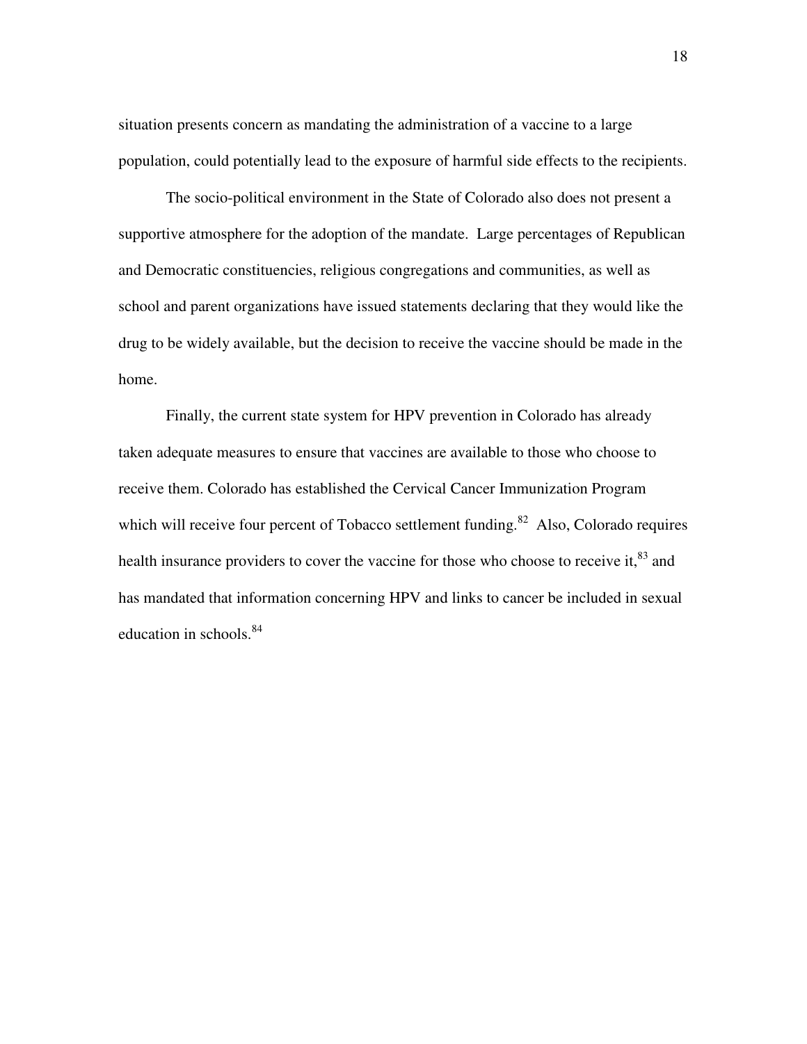situation presents concern as mandating the administration of a vaccine to a large population, could potentially lead to the exposure of harmful side effects to the recipients.

The socio-political environment in the State of Colorado also does not present a supportive atmosphere for the adoption of the mandate. Large percentages of Republican and Democratic constituencies, religious congregations and communities, as well as school and parent organizations have issued statements declaring that they would like the drug to be widely available, but the decision to receive the vaccine should be made in the home.

Finally, the current state system for HPV prevention in Colorado has already taken adequate measures to ensure that vaccines are available to those who choose to receive them. Colorado has established the Cervical Cancer Immunization Program which will receive four percent of Tobacco settlement funding.[82] Also, Colorado requires health insurance providers to cover the vaccine for those who choose to receive it,[83] and has mandated that information concerning HPV and links to cancer be included in sexual education in schools.[84]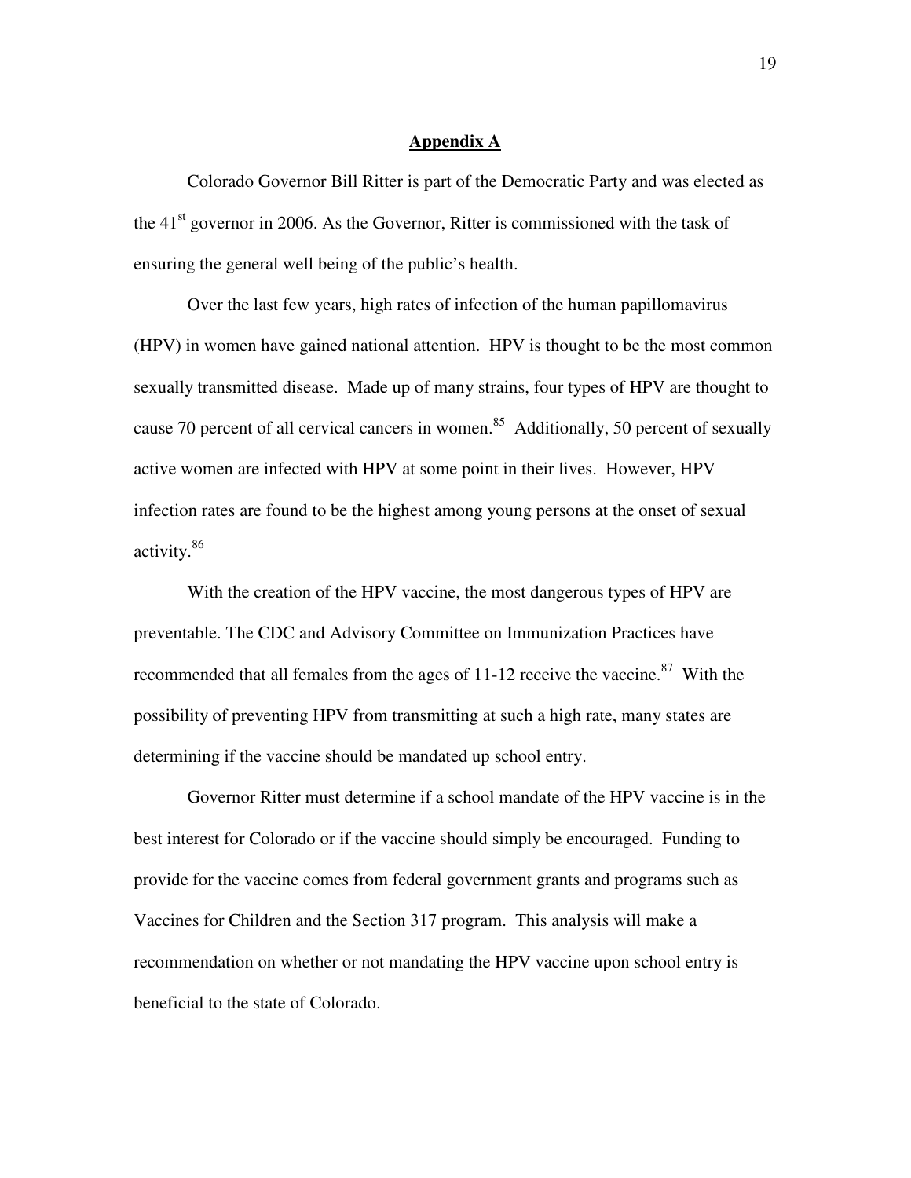## Appendix A

Colorado Governor Bill Ritter is part of the Democratic Party and was elected as the 41st governor in 2006. As the Governor, Ritter is commissioned with the task of ensuring the general well being of the public's health.

Over the last few years, high rates of infection of the human papillomavirus (HPV) in women have gained national attention. HPV is thought to be the most common sexually transmitted disease. Made up of many strains, four types of HPV are thought to cause 70 percent of all cervical cancers in women.[85] Additionally, 50 percent of sexually active women are infected with HPV at some point in their lives. However, HPV infection rates are found to be the highest among young persons at the onset of sexual activity.[86]

With the creation of the HPV vaccine, the most dangerous types of HPV are preventable. The CDC and Advisory Committee on Immunization Practices have recommended that all females from the ages of 11-12 receive the vaccine.[87] With the possibility of preventing HPV from transmitting at such a high rate, many states are determining if the vaccine should be mandated up school entry.

Governor Ritter must determine if a school mandate of the HPV vaccine is in the best interest for Colorado or if the vaccine should simply be encouraged. Funding to provide for the vaccine comes from federal government grants and programs such as Vaccines for Children and the Section 317 program. This analysis will make a recommendation on whether or not mandating the HPV vaccine upon school entry is beneficial to the state of Colorado.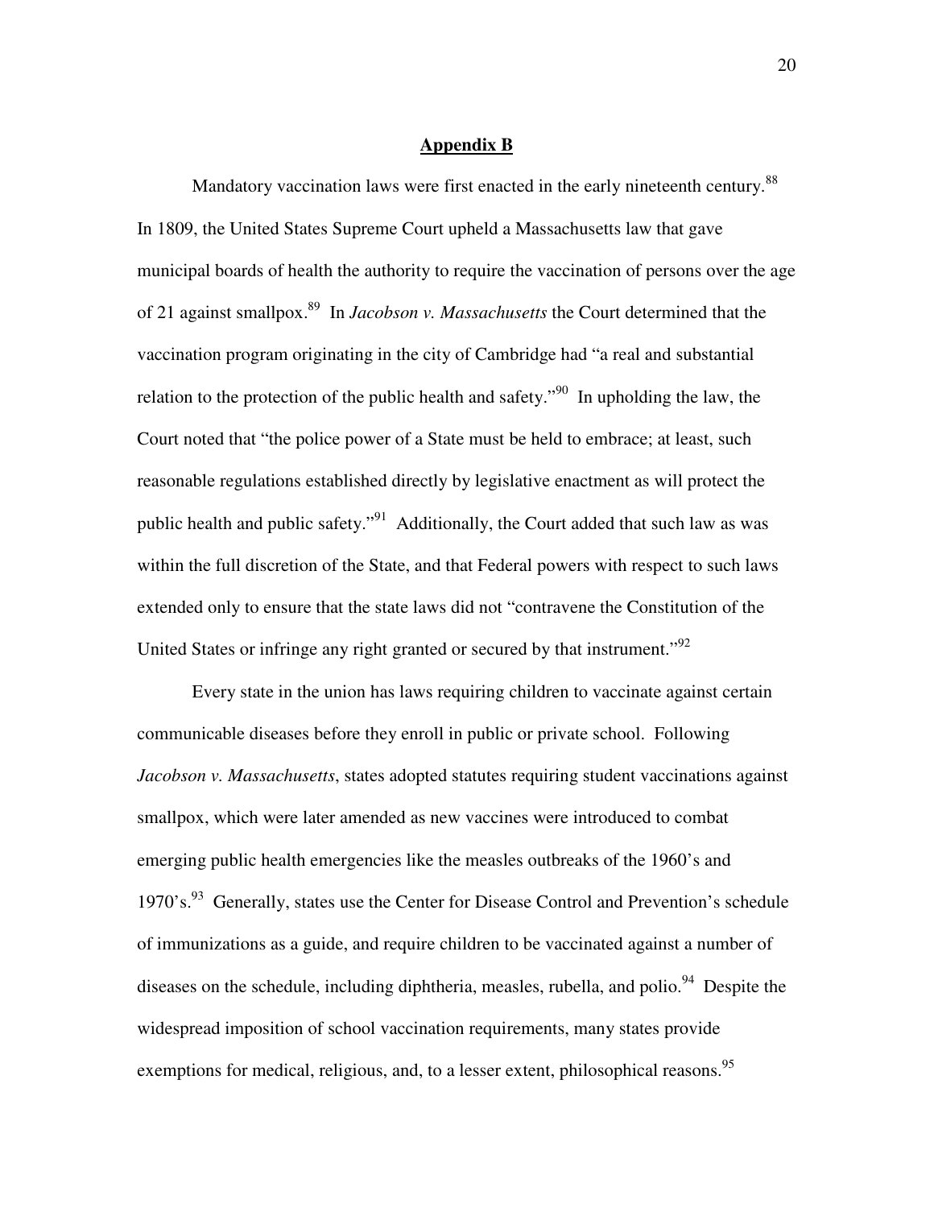## Appendix B

Mandatory vaccination laws were first enacted in the early nineteenth century.[88] In 1809, the United States Supreme Court upheld a Massachusetts law that gave municipal boards of health the authority to require the vaccination of persons over the age of 21 against smallpox.[89] In *Jacobson v. Massachusetts* the Court determined that the vaccination program originating in the city of Cambridge had "a real and substantial relation to the protection of the public health and safety."[90] In upholding the law, the Court noted that "the police power of a State must be held to embrace; at least, such reasonable regulations established directly by legislative enactment as will protect the public health and public safety."[91] Additionally, the Court added that such law as was within the full discretion of the State, and that Federal powers with respect to such laws extended only to ensure that the state laws did not "contravene the Constitution of the United States or infringe any right granted or secured by that instrument."[92]

Every state in the union has laws requiring children to vaccinate against certain communicable diseases before they enroll in public or private school. Following *Jacobson v. Massachusetts*, states adopted statutes requiring student vaccinations against smallpox, which were later amended as new vaccines were introduced to combat emerging public health emergencies like the measles outbreaks of the 1960's and 1970's.[93] Generally, states use the Center for Disease Control and Prevention's schedule of immunizations as a guide, and require children to be vaccinated against a number of diseases on the schedule, including diphtheria, measles, rubella, and polio.[94] Despite the widespread imposition of school vaccination requirements, many states provide exemptions for medical, religious, and, to a lesser extent, philosophical reasons.[95]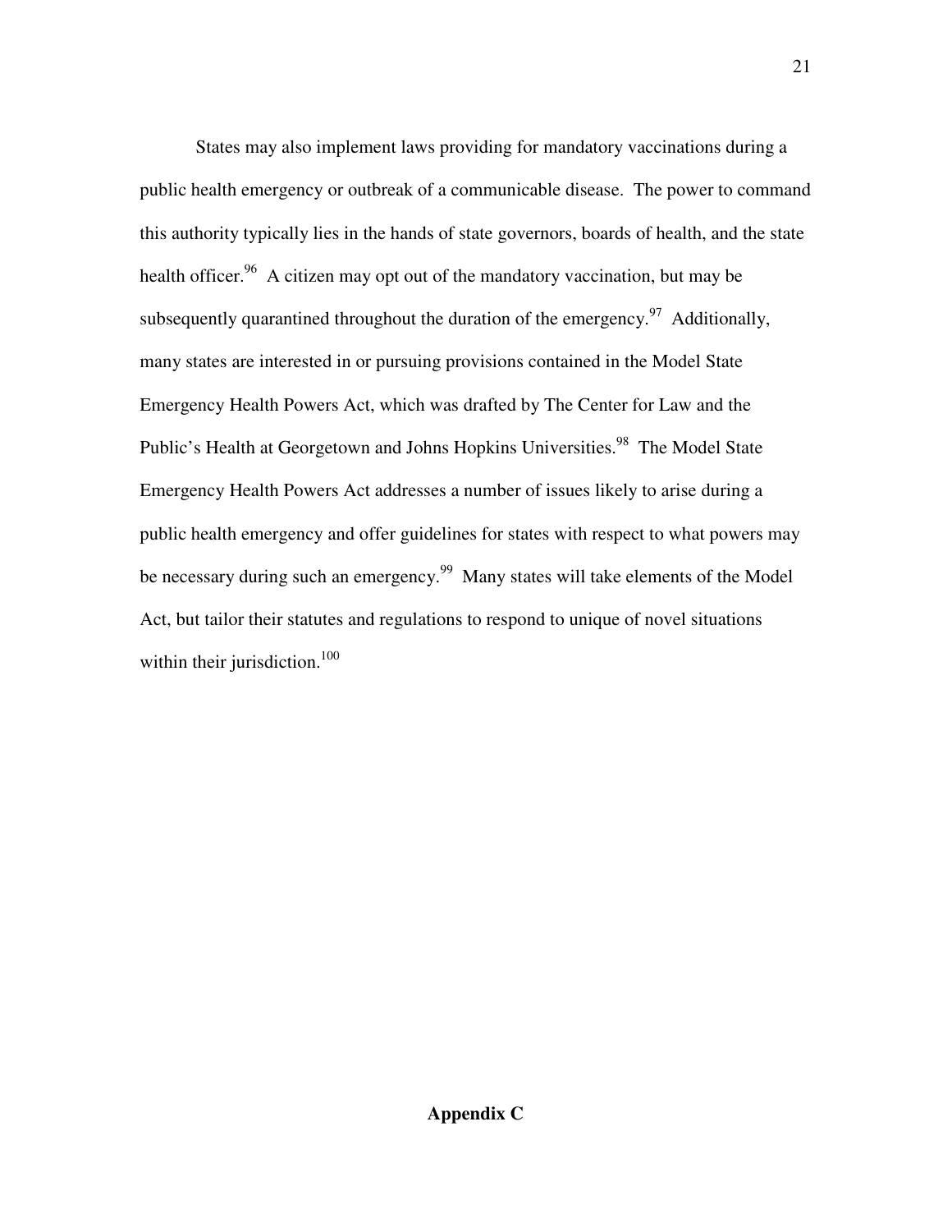States may also implement laws providing for mandatory vaccinations during a public health emergency or outbreak of a communicable disease. The power to command this authority typically lies in the hands of state governors, boards of health, and the state health officer.[96] A citizen may opt out of the mandatory vaccination, but may be subsequently quarantined throughout the duration of the emergency.[97] Additionally, many states are interested in or pursuing provisions contained in the Model State Emergency Health Powers Act, which was drafted by The Center for Law and the Public's Health at Georgetown and Johns Hopkins Universities.[98] The Model State Emergency Health Powers Act addresses a number of issues likely to arise during a public health emergency and offer guidelines for states with respect to what powers may be necessary during such an emergency.[99] Many states will take elements of the Model Act, but tailor their statutes and regulations to respond to unique of novel situations within their jurisdiction.[100]

## Appendix C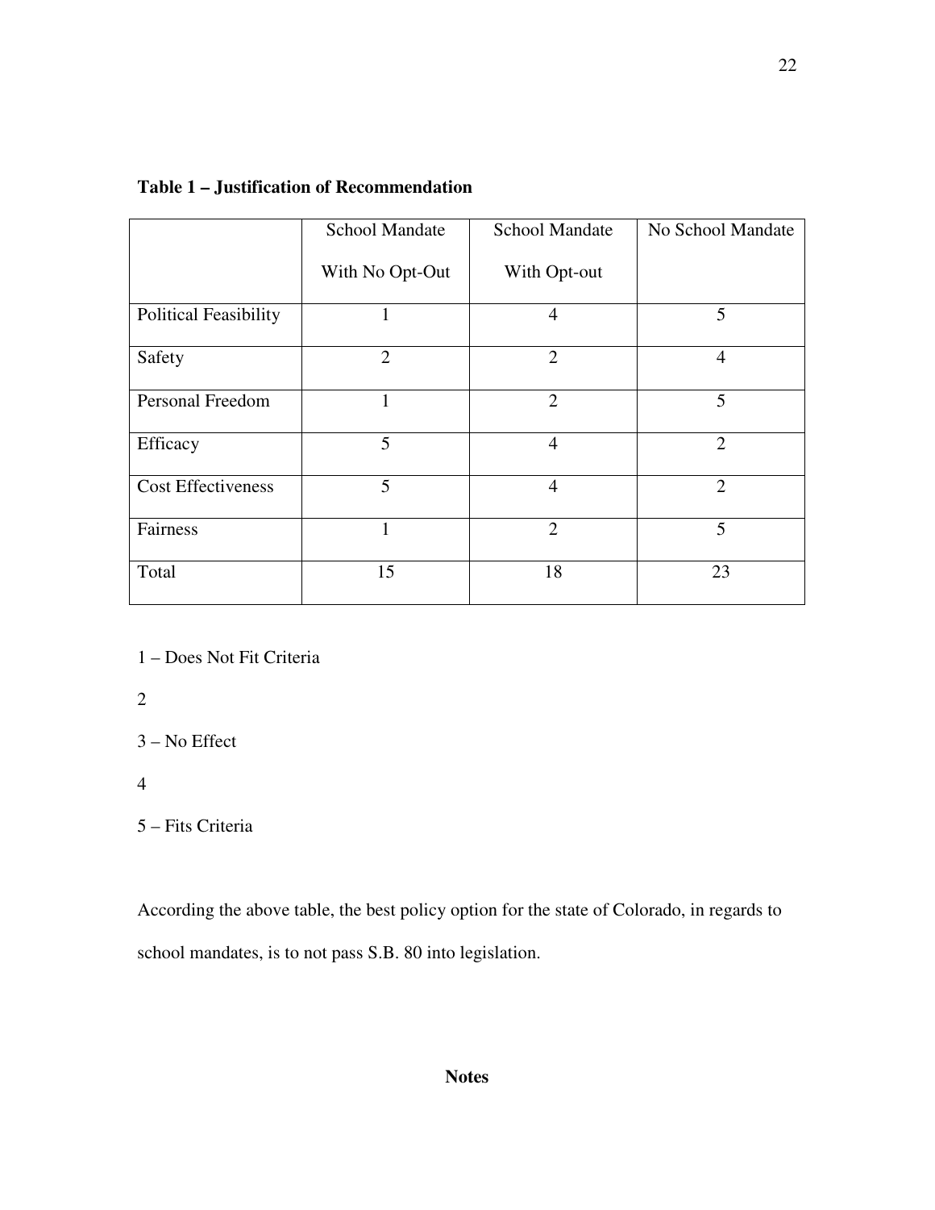**Table 1 – Justification of Recommendation**

| | School Mandate With No Opt-Out | School Mandate With Opt-out | No School Mandate |
|---|---|---|---|
| Political Feasibility | 1 | 4 | 5 |
| Safety | 2 | 2 | 4 |
| Personal Freedom | 1 | 2 | 5 |
| Efficacy | 5 | 4 | 2 |
| Cost Effectiveness | 5 | 4 | 2 |
| Fairness | 1 | 2 | 5 |
| Total | 15 | 18 | 23 |

1 – Does Not Fit Criteria

2

3 – No Effect

4

5 – Fits Criteria

According the above table, the best policy option for the state of Colorado, in regards to school mandates, is to not pass S.B. 80 into legislation.

**Notes**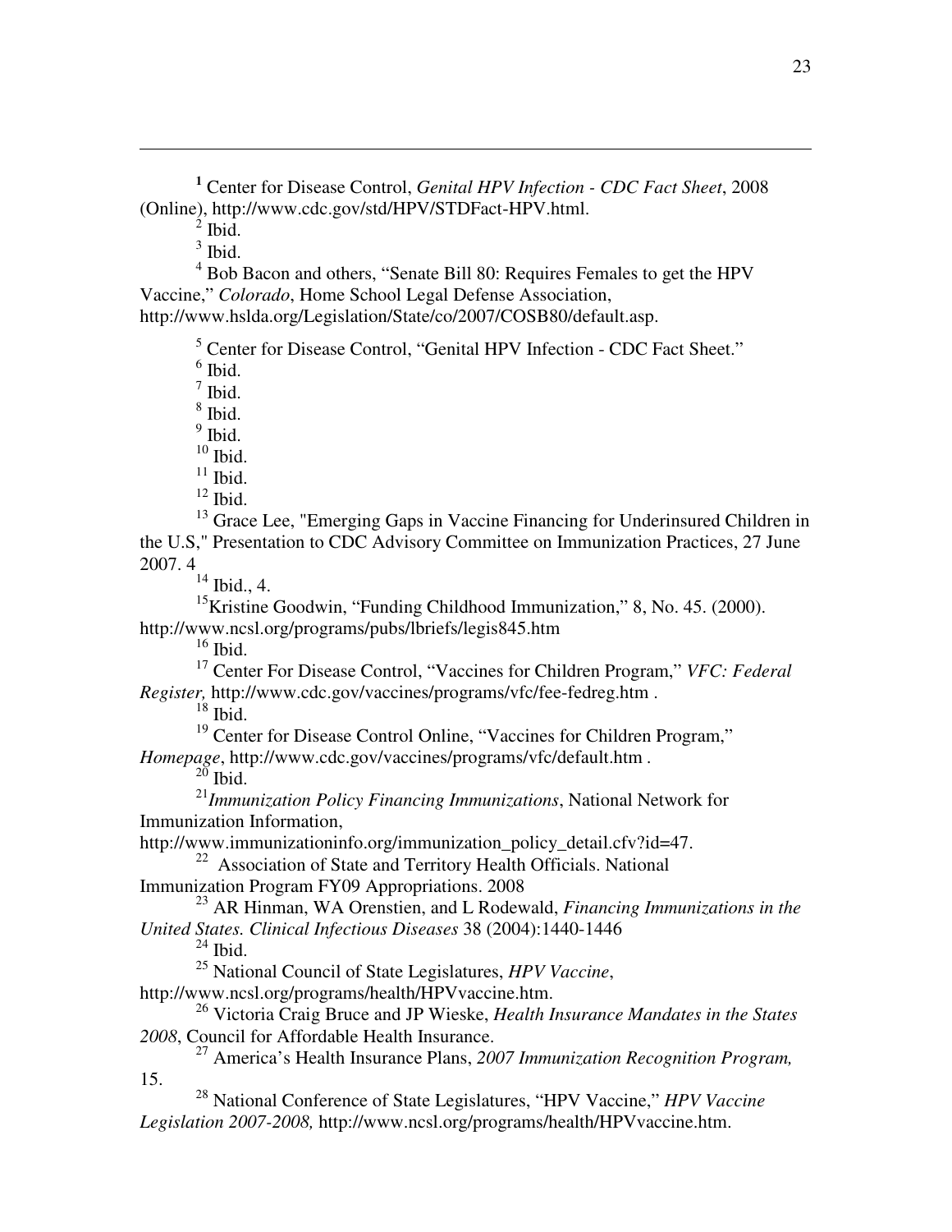[1] Center for Disease Control, *Genital HPV Infection - CDC Fact Sheet*, 2008 (Online), http://www.cdc.gov/std/HPV/STDFact-HPV.html.

[2] Ibid.

[3] Ibid.

[4] Bob Bacon and others, "Senate Bill 80: Requires Females to get the HPV Vaccine," *Colorado*, Home School Legal Defense Association, http://www.hslda.org/Legislation/State/co/2007/COSB80/default.asp.

[5] Center for Disease Control, "Genital HPV Infection - CDC Fact Sheet."

[6] Ibid.

[7] Ibid.

[8] Ibid.

[9] Ibid.

[10] Ibid.

[11] Ibid.

[12] Ibid.

[13] Grace Lee, "Emerging Gaps in Vaccine Financing for Underinsured Children in the U.S," Presentation to CDC Advisory Committee on Immunization Practices, 27 June 2007. 4

[14] Ibid., 4.

[15] Kristine Goodwin, "Funding Childhood Immunization," 8, No. 45. (2000). http://www.ncsl.org/programs/pubs/lbriefs/legis845.htm

[16] Ibid.

[17] Center For Disease Control, "Vaccines for Children Program," *VFC: Federal Register,* http://www.cdc.gov/vaccines/programs/vfc/fee-fedreg.htm .

[18] Ibid.

[19] Center for Disease Control Online, "Vaccines for Children Program," *Homepage*, http://www.cdc.gov/vaccines/programs/vfc/default.htm .

[20] Ibid.

[21] *Immunization Policy Financing Immunizations*, National Network for Immunization Information, http://www.immunizationinfo.org/immunization_policy_detail.cfv?id=47.

[22] Association of State and Territory Health Officials. National Immunization Program FY09 Appropriations. 2008

[23] AR Hinman, WA Orenstien, and L Rodewald, *Financing Immunizations in the United States. Clinical Infectious Diseases* 38 (2004):1440-1446

[24] Ibid.

[25] National Council of State Legislatures, *HPV Vaccine*, http://www.ncsl.org/programs/health/HPVvaccine.htm.

[26] Victoria Craig Bruce and JP Wieske, *Health Insurance Mandates in the States 2008*, Council for Affordable Health Insurance.

[27] America's Health Insurance Plans, *2007 Immunization Recognition Program,* 15.

[28] National Conference of State Legislatures, "HPV Vaccine," *HPV Vaccine Legislation 2007-2008,* http://www.ncsl.org/programs/health/HPVvaccine.htm.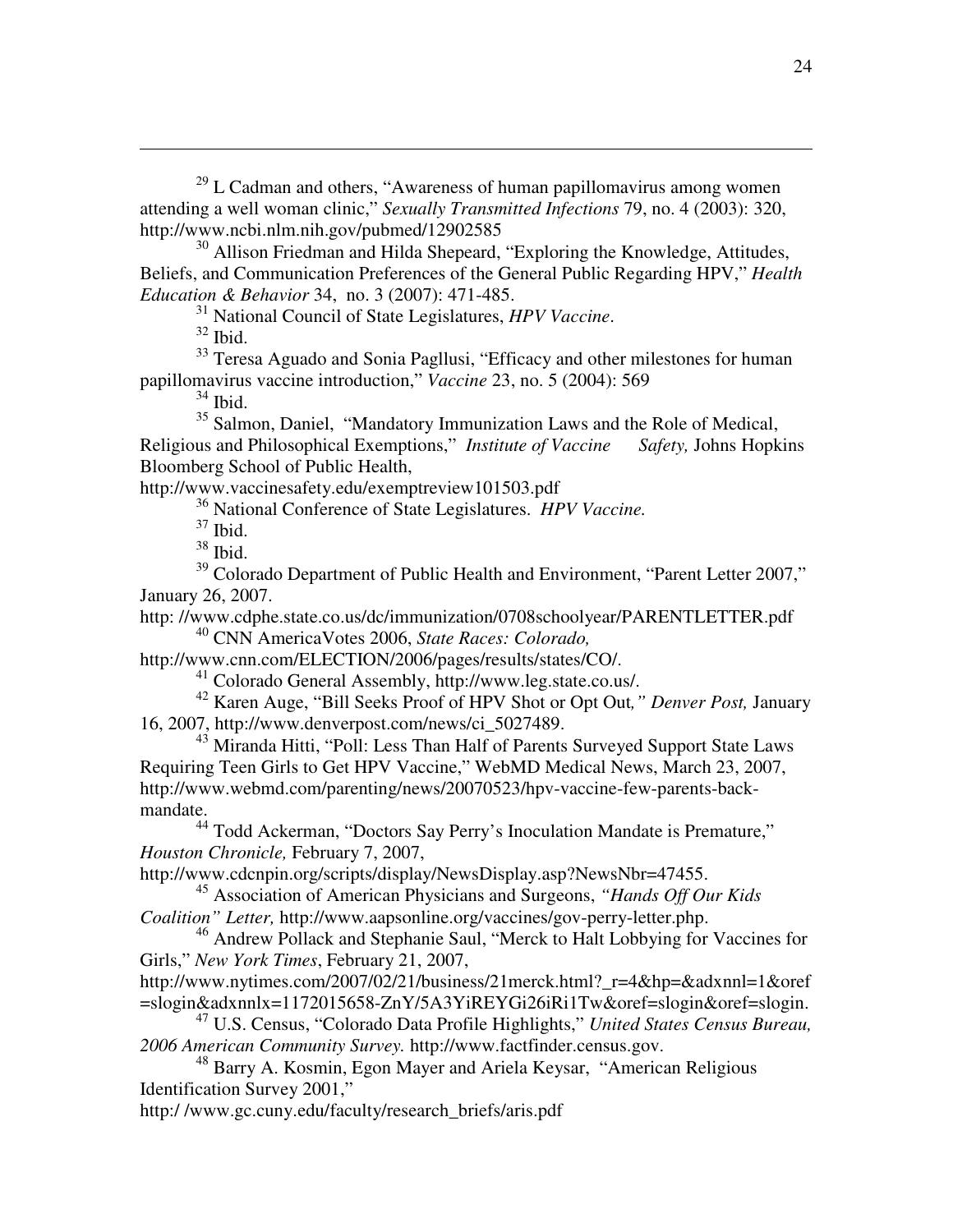[29] L Cadman and others, "Awareness of human papillomavirus among women attending a well woman clinic," *Sexually Transmitted Infections* 79, no. 4 (2003): 320, http://www.ncbi.nlm.nih.gov/pubmed/12902585

[30] Allison Friedman and Hilda Shepeard, "Exploring the Knowledge, Attitudes, Beliefs, and Communication Preferences of the General Public Regarding HPV," *Health Education & Behavior* 34, no. 3 (2007): 471-485.

[31] National Council of State Legislatures, *HPV Vaccine*.

[32] Ibid.

[33] Teresa Aguado and Sonia Pagllusi, "Efficacy and other milestones for human papillomavirus vaccine introduction," *Vaccine* 23, no. 5 (2004): 569

[34] Ibid.

[35] Salmon, Daniel, "Mandatory Immunization Laws and the Role of Medical, Religious and Philosophical Exemptions," *Institute of Vaccine Safety,* Johns Hopkins Bloomberg School of Public Health, http://www.vaccinesafety.edu/exemptreview101503.pdf

[36] National Conference of State Legislatures. *HPV Vaccine.*

[37] Ibid.

[38] Ibid.

[39] Colorado Department of Public Health and Environment, "Parent Letter 2007," January 26, 2007. http: //www.cdphe.state.co.us/dc/immunization/0708schoolyear/PARENTLETTER.pdf

[40] CNN AmericaVotes 2006, *State Races: Colorado,* http://www.cnn.com/ELECTION/2006/pages/results/states/CO/.

[41] Colorado General Assembly, http://www.leg.state.co.us/.

[42] Karen Auge, "Bill Seeks Proof of HPV Shot or Opt Out*," Denver Post,* January 16, 2007, http://www.denverpost.com/news/ci_5027489.

[43] Miranda Hitti, "Poll: Less Than Half of Parents Surveyed Support State Laws Requiring Teen Girls to Get HPV Vaccine," WebMD Medical News, March 23, 2007, http://www.webmd.com/parenting/news/20070523/hpv-vaccine-few-parents-back-mandate.

[44] Todd Ackerman, "Doctors Say Perry's Inoculation Mandate is Premature," *Houston Chronicle,* February 7, 2007, http://www.cdcnpin.org/scripts/display/NewsDisplay.asp?NewsNbr=47455.

[45] Association of American Physicians and Surgeons, *"Hands Off Our Kids Coalition" Letter,* http://www.aapsonline.org/vaccines/gov-perry-letter.php.

[46] Andrew Pollack and Stephanie Saul, "Merck to Halt Lobbying for Vaccines for Girls," *New York Times*, February 21, 2007, http://www.nytimes.com/2007/02/21/business/21merck.html?_r=4&hp=&adxnnl=1&oref=slogin&adxnnlx=1172015658-ZnY/5A3YiREYGi26iRi1Tw&oref=slogin&oref=slogin.

[47] U.S. Census, "Colorado Data Profile Highlights," *United States Census Bureau, 2006 American Community Survey.* http://www.factfinder.census.gov.

[48] Barry A. Kosmin, Egon Mayer and Ariela Keysar, "American Religious Identification Survey 2001," http:/ /www.gc.cuny.edu/faculty/research_briefs/aris.pdf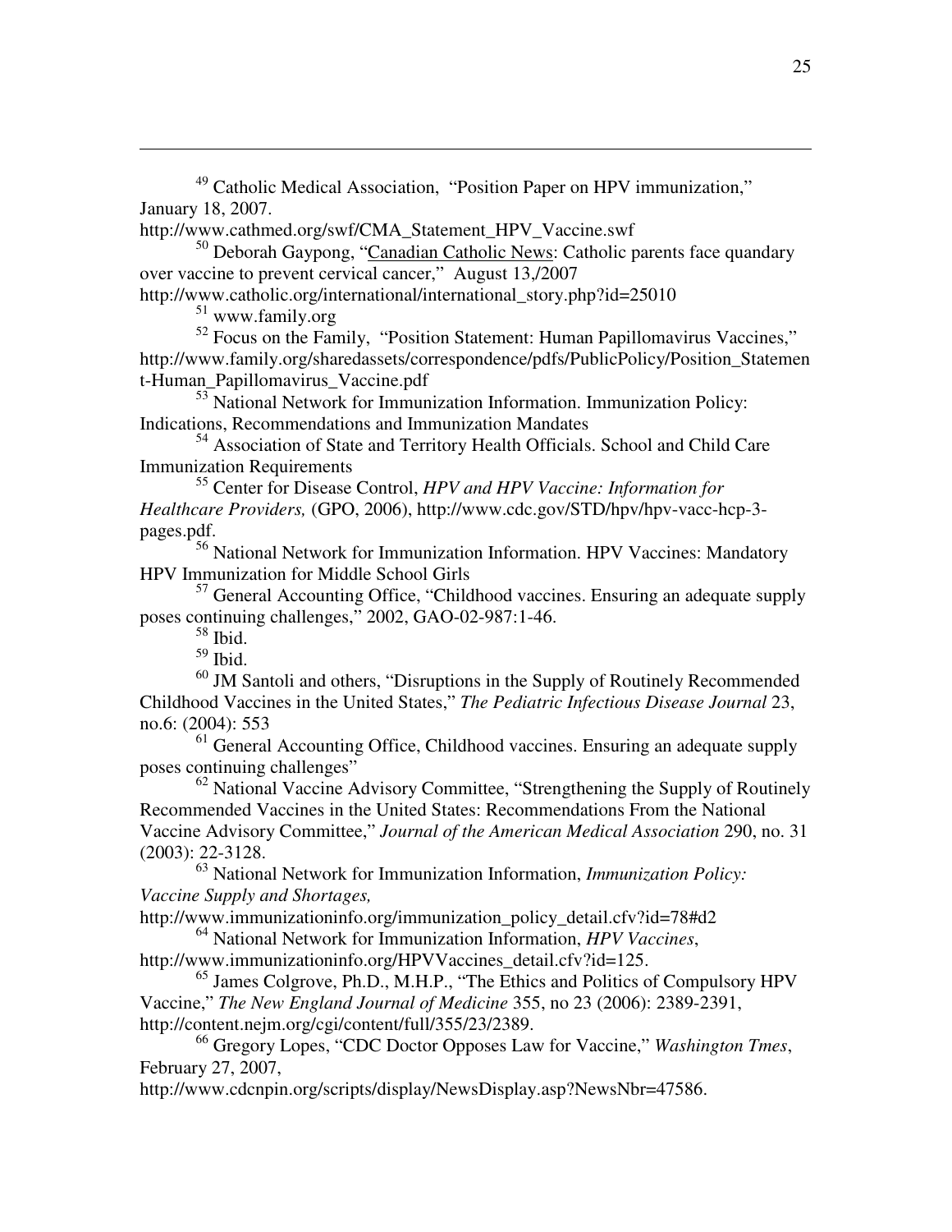[49] Catholic Medical Association, "Position Paper on HPV immunization," January 18, 2007. http://www.cathmed.org/swf/CMA_Statement_HPV_Vaccine.swf

[50] Deborah Gaypong, "Canadian Catholic News: Catholic parents face quandary over vaccine to prevent cervical cancer," August 13,/2007 http://www.catholic.org/international/international_story.php?id=25010

[51] www.family.org

[52] Focus on the Family, "Position Statement: Human Papillomavirus Vaccines," http://www.family.org/sharedassets/correspondence/pdfs/PublicPolicy/Position_Statement-Human_Papillomavirus_Vaccine.pdf

[53] National Network for Immunization Information. Immunization Policy: Indications, Recommendations and Immunization Mandates

[54] Association of State and Territory Health Officials. School and Child Care Immunization Requirements

[55] Center for Disease Control, *HPV and HPV Vaccine: Information for Healthcare Providers,* (GPO, 2006), http://www.cdc.gov/STD/hpv/hpv-vacc-hcp-3-pages.pdf.

[56] National Network for Immunization Information. HPV Vaccines: Mandatory HPV Immunization for Middle School Girls

[57] General Accounting Office, "Childhood vaccines. Ensuring an adequate supply poses continuing challenges," 2002, GAO-02-987:1-46.

[58] Ibid.

[59] Ibid.

[60] JM Santoli and others, "Disruptions in the Supply of Routinely Recommended Childhood Vaccines in the United States," *The Pediatric Infectious Disease Journal* 23, no.6: (2004): 553

[61] General Accounting Office, Childhood vaccines. Ensuring an adequate supply poses continuing challenges"

[62] National Vaccine Advisory Committee, "Strengthening the Supply of Routinely Recommended Vaccines in the United States: Recommendations From the National Vaccine Advisory Committee," *Journal of the American Medical Association* 290, no. 31 (2003): 22-3128.

[63] National Network for Immunization Information, *Immunization Policy: Vaccine Supply and Shortages,* http://www.immunizationinfo.org/immunization_policy_detail.cfv?id=78#d2

[64] National Network for Immunization Information, *HPV Vaccines*, http://www.immunizationinfo.org/HPVVaccines_detail.cfv?id=125.

[65] James Colgrove, Ph.D., M.H.P., "The Ethics and Politics of Compulsory HPV Vaccine," *The New England Journal of Medicine* 355, no 23 (2006): 2389-2391, http://content.nejm.org/cgi/content/full/355/23/2389.

[66] Gregory Lopes, "CDC Doctor Opposes Law for Vaccine," *Washington Tmes*, February 27, 2007, http://www.cdcnpin.org/scripts/display/NewsDisplay.asp?NewsNbr=47586.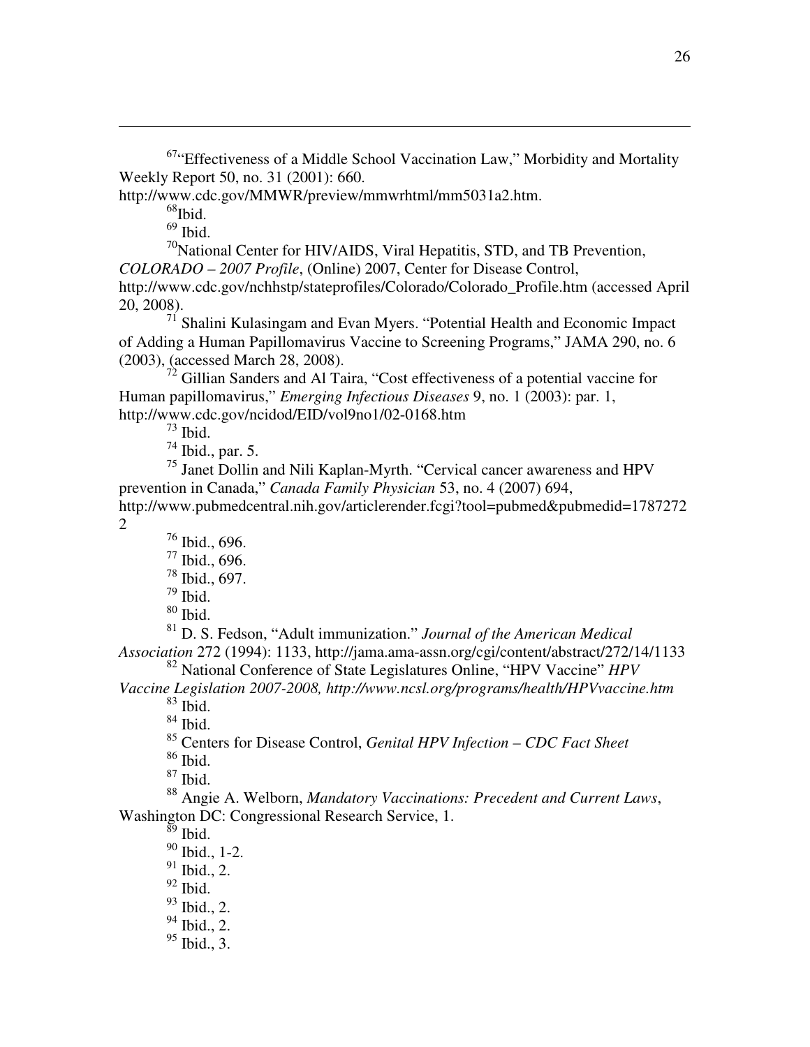[67]"Effectiveness of a Middle School Vaccination Law," Morbidity and Mortality Weekly Report 50, no. 31 (2001): 660. http://www.cdc.gov/MMWR/preview/mmwrhtml/mm5031a2.htm.

[68]Ibid.

[69] Ibid.

[70]National Center for HIV/AIDS, Viral Hepatitis, STD, and TB Prevention, *COLORADO – 2007 Profile*, (Online) 2007, Center for Disease Control, http://www.cdc.gov/nchhstp/stateprofiles/Colorado/Colorado_Profile.htm (accessed April 20, 2008).

[71] Shalini Kulasingam and Evan Myers. "Potential Health and Economic Impact of Adding a Human Papillomavirus Vaccine to Screening Programs," JAMA 290, no. 6 (2003), (accessed March 28, 2008).

[72] Gillian Sanders and Al Taira, "Cost effectiveness of a potential vaccine for Human papillomavirus," *Emerging Infectious Diseases* 9, no. 1 (2003): par. 1, http://www.cdc.gov/ncidod/EID/vol9no1/02-0168.htm

[73] Ibid.

[74] Ibid., par. 5.

[75] Janet Dollin and Nili Kaplan-Myrth. "Cervical cancer awareness and HPV prevention in Canada," *Canada Family Physician* 53, no. 4 (2007) 694, http://www.pubmedcentral.nih.gov/articlerender.fcgi?tool=pubmed&pubmedid=17872722

[76] Ibid., 696.

[77] Ibid., 696.

[78] Ibid., 697.

[79] Ibid.

[80] Ibid.

[81] D. S. Fedson, "Adult immunization." *Journal of the American Medical Association* 272 (1994): 1133, http://jama.ama-assn.org/cgi/content/abstract/272/14/1133

[82] National Conference of State Legislatures Online, "HPV Vaccine" *HPV Vaccine Legislation 2007-2008, http://www.ncsl.org/programs/health/HPVvaccine.htm*

[83] Ibid.

[84] Ibid.

[85] Centers for Disease Control, *Genital HPV Infection – CDC Fact Sheet*

[86] Ibid.

[87] Ibid.

[88] Angie A. Welborn, *Mandatory Vaccinations: Precedent and Current Laws*, Washington DC: Congressional Research Service, 1.

[89] Ibid.

[90] Ibid., 1-2.

[91] Ibid., 2.

[92] Ibid.

[93] Ibid., 2.

[94] Ibid., 2.

[95] Ibid., 3.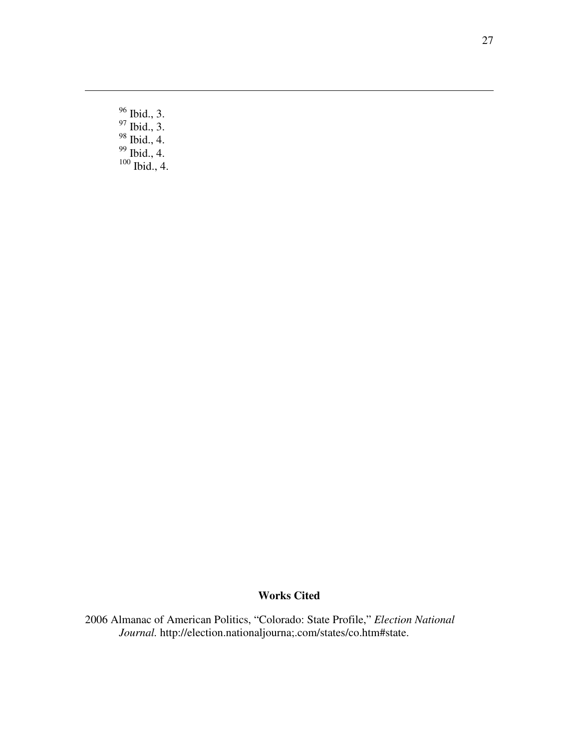[96] Ibid., 3.
[97] Ibid., 3.
[98] Ibid., 4.
[99] Ibid., 4.
[100] Ibid., 4.

## Works Cited

2006 Almanac of American Politics, "Colorado: State Profile," *Election National Journal.* http://election.nationaljourna;.com/states/co.htm#state.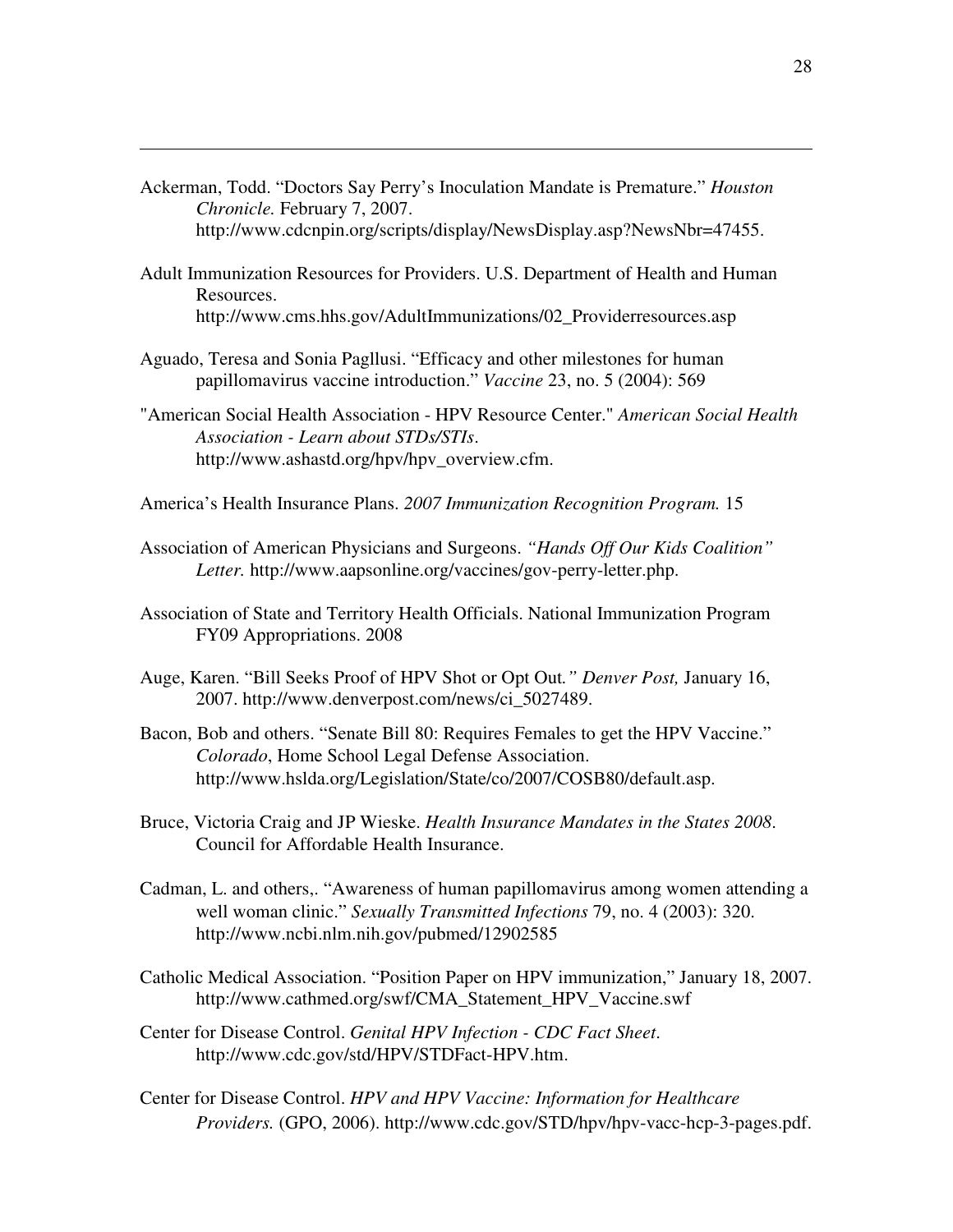Ackerman, Todd. "Doctors Say Perry's Inoculation Mandate is Premature." *Houston Chronicle.* February 7, 2007. http://www.cdcnpin.org/scripts/display/NewsDisplay.asp?NewsNbr=47455.

Adult Immunization Resources for Providers. U.S. Department of Health and Human Resources. http://www.cms.hhs.gov/AdultImmunizations/02_Providerresources.asp

Aguado, Teresa and Sonia Pagllusi. "Efficacy and other milestones for human papillomavirus vaccine introduction." *Vaccine* 23, no. 5 (2004): 569

"American Social Health Association - HPV Resource Center." *American Social Health Association - Learn about STDs/STIs*. http://www.ashastd.org/hpv/hpv_overview.cfm.

America's Health Insurance Plans. *2007 Immunization Recognition Program.* 15

Association of American Physicians and Surgeons. *"Hands Off Our Kids Coalition" Letter.* http://www.aapsonline.org/vaccines/gov-perry-letter.php.

Association of State and Territory Health Officials. National Immunization Program FY09 Appropriations. 2008

Auge, Karen. "Bill Seeks Proof of HPV Shot or Opt Out*." Denver Post,* January 16, 2007. http://www.denverpost.com/news/ci_5027489.

Bacon, Bob and others. "Senate Bill 80: Requires Females to get the HPV Vaccine." *Colorado*, Home School Legal Defense Association. http://www.hslda.org/Legislation/State/co/2007/COSB80/default.asp.

Bruce, Victoria Craig and JP Wieske. *Health Insurance Mandates in the States 2008*. Council for Affordable Health Insurance.

Cadman, L. and others,. "Awareness of human papillomavirus among women attending a well woman clinic." *Sexually Transmitted Infections* 79, no. 4 (2003): 320. http://www.ncbi.nlm.nih.gov/pubmed/12902585

Catholic Medical Association. "Position Paper on HPV immunization," January 18, 2007. http://www.cathmed.org/swf/CMA_Statement_HPV_Vaccine.swf

Center for Disease Control. *Genital HPV Infection - CDC Fact Sheet*. http://www.cdc.gov/std/HPV/STDFact-HPV.htm.

Center for Disease Control. *HPV and HPV Vaccine: Information for Healthcare Providers.* (GPO, 2006). http://www.cdc.gov/STD/hpv/hpv-vacc-hcp-3-pages.pdf.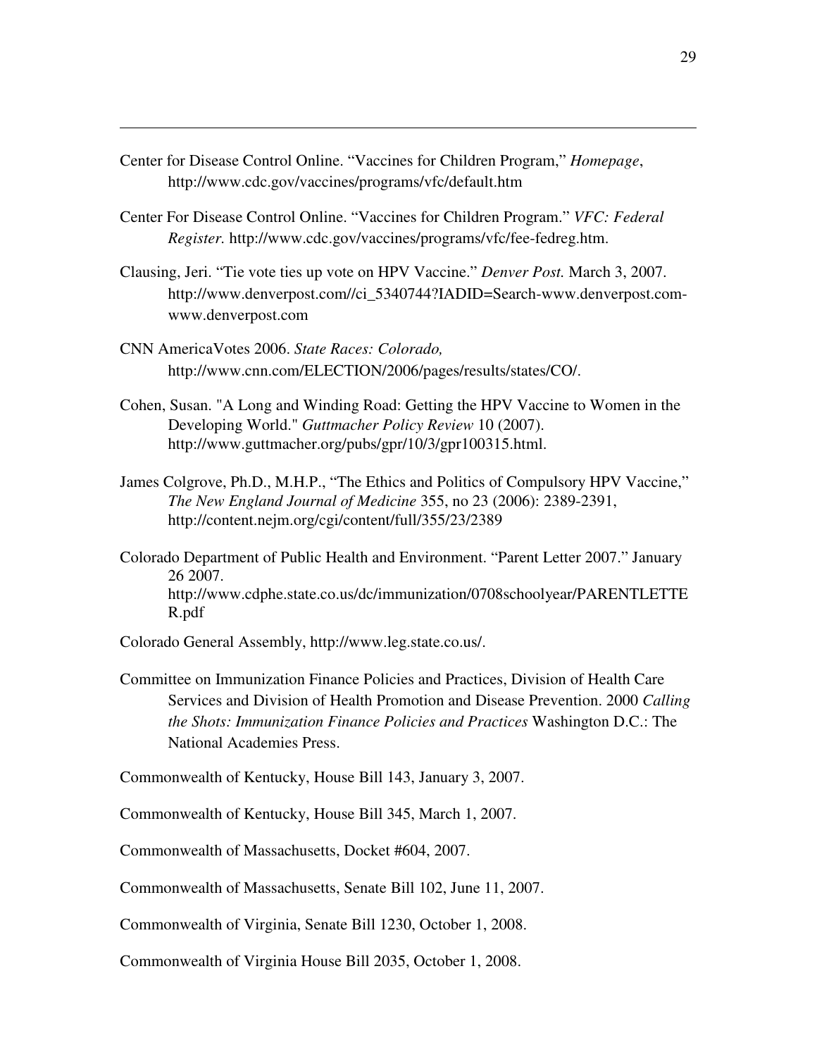Center for Disease Control Online. "Vaccines for Children Program," *Homepage*, http://www.cdc.gov/vaccines/programs/vfc/default.htm

Center For Disease Control Online. "Vaccines for Children Program." *VFC: Federal Register.* http://www.cdc.gov/vaccines/programs/vfc/fee-fedreg.htm.

Clausing, Jeri. "Tie vote ties up vote on HPV Vaccine." *Denver Post.* March 3, 2007. http://www.denverpost.com//ci_5340744?IADID=Search-www.denverpost.com-www.denverpost.com

CNN AmericaVotes 2006. *State Races: Colorado,* http://www.cnn.com/ELECTION/2006/pages/results/states/CO/.

Cohen, Susan. "A Long and Winding Road: Getting the HPV Vaccine to Women in the Developing World." *Guttmacher Policy Review* 10 (2007). http://www.guttmacher.org/pubs/gpr/10/3/gpr100315.html.

James Colgrove, Ph.D., M.H.P., "The Ethics and Politics of Compulsory HPV Vaccine," *The New England Journal of Medicine* 355, no 23 (2006): 2389-2391, http://content.nejm.org/cgi/content/full/355/23/2389

Colorado Department of Public Health and Environment. "Parent Letter 2007." January 26 2007. http://www.cdphe.state.co.us/dc/immunization/0708schoolyear/PARENTLETTER.pdf

Colorado General Assembly, http://www.leg.state.co.us/.

Committee on Immunization Finance Policies and Practices, Division of Health Care Services and Division of Health Promotion and Disease Prevention. 2000 *Calling the Shots: Immunization Finance Policies and Practices* Washington D.C.: The National Academies Press.

Commonwealth of Kentucky, House Bill 143, January 3, 2007.

Commonwealth of Kentucky, House Bill 345, March 1, 2007.

Commonwealth of Massachusetts, Docket #604, 2007.

Commonwealth of Massachusetts, Senate Bill 102, June 11, 2007.

Commonwealth of Virginia, Senate Bill 1230, October 1, 2008.

Commonwealth of Virginia House Bill 2035, October 1, 2008.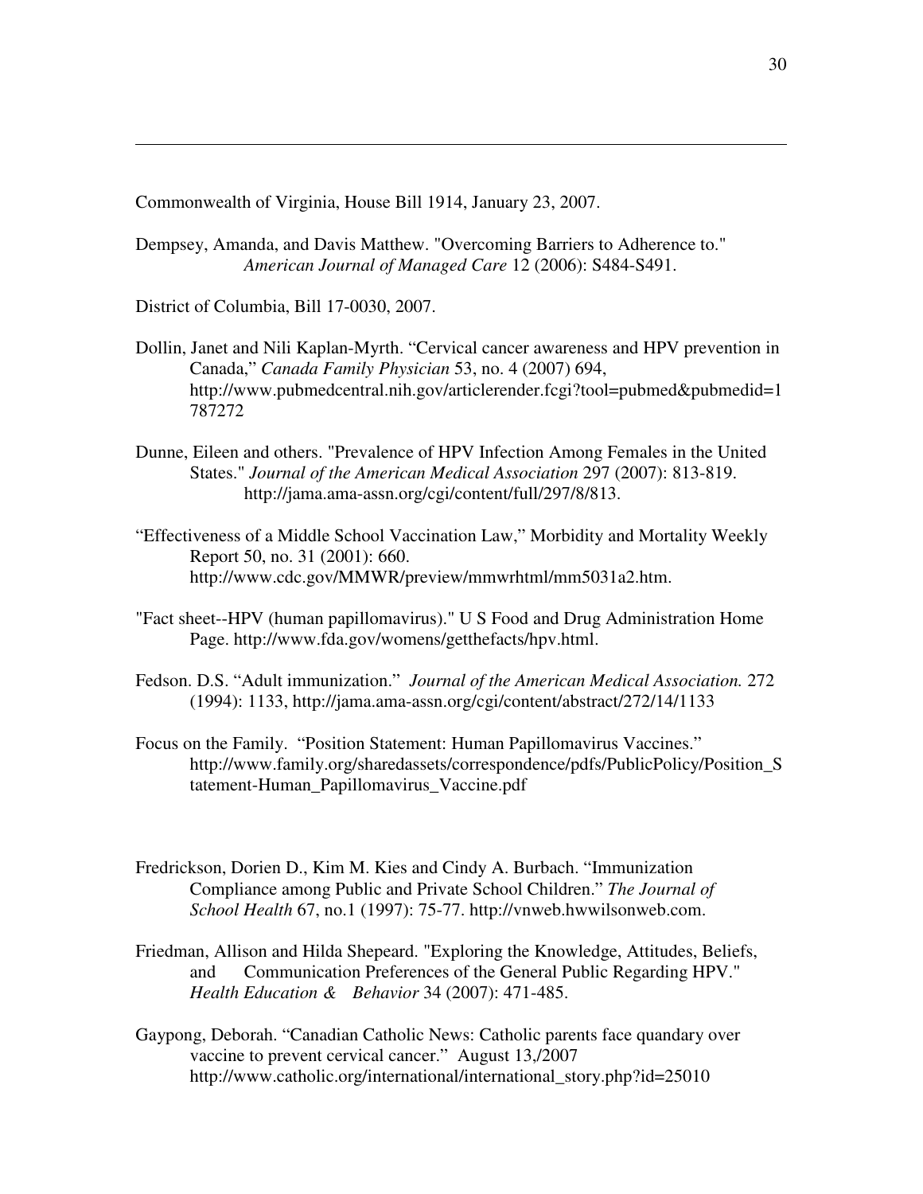Commonwealth of Virginia, House Bill 1914, January 23, 2007.

Dempsey, Amanda, and Davis Matthew. "Overcoming Barriers to Adherence to." *American Journal of Managed Care* 12 (2006): S484-S491.

District of Columbia, Bill 17-0030, 2007.

Dollin, Janet and Nili Kaplan-Myrth. "Cervical cancer awareness and HPV prevention in Canada," *Canada Family Physician* 53, no. 4 (2007) 694, http://www.pubmedcentral.nih.gov/articlerender.fcgi?tool=pubmed&pubmedid=1787272

Dunne, Eileen and others. "Prevalence of HPV Infection Among Females in the United States." *Journal of the American Medical Association* 297 (2007): 813-819. http://jama.ama-assn.org/cgi/content/full/297/8/813.

"Effectiveness of a Middle School Vaccination Law," Morbidity and Mortality Weekly Report 50, no. 31 (2001): 660. http://www.cdc.gov/MMWR/preview/mmwrhtml/mm5031a2.htm.

"Fact sheet--HPV (human papillomavirus)." U S Food and Drug Administration Home Page. http://www.fda.gov/womens/getthefacts/hpv.html.

Fedson. D.S. "Adult immunization." *Journal of the American Medical Association.* 272 (1994): 1133, http://jama.ama-assn.org/cgi/content/abstract/272/14/1133

Focus on the Family. "Position Statement: Human Papillomavirus Vaccines." http://www.family.org/sharedassets/correspondence/pdfs/PublicPolicy/Position_Statement-Human_Papillomavirus_Vaccine.pdf

Fredrickson, Dorien D., Kim M. Kies and Cindy A. Burbach. "Immunization Compliance among Public and Private School Children." *The Journal of School Health* 67, no.1 (1997): 75-77. http://vnweb.hwwilsonweb.com.

Friedman, Allison and Hilda Shepeard. "Exploring the Knowledge, Attitudes, Beliefs, and Communication Preferences of the General Public Regarding HPV." *Health Education & Behavior* 34 (2007): 471-485.

Gaypong, Deborah. "Canadian Catholic News: Catholic parents face quandary over vaccine to prevent cervical cancer." August 13,/2007 http://www.catholic.org/international/international_story.php?id=25010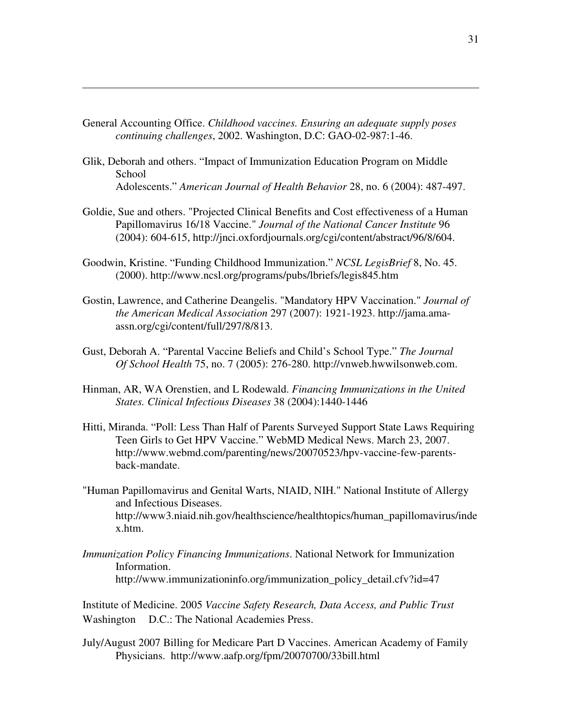General Accounting Office. *Childhood vaccines. Ensuring an adequate supply poses continuing challenges*, 2002. Washington, D.C: GAO-02-987:1-46.

Glik, Deborah and others. "Impact of Immunization Education Program on Middle School Adolescents." *American Journal of Health Behavior* 28, no. 6 (2004): 487-497.

Goldie, Sue and others. "Projected Clinical Benefits and Cost effectiveness of a Human Papillomavirus 16/18 Vaccine." *Journal of the National Cancer Institute* 96 (2004): 604-615, http://jnci.oxfordjournals.org/cgi/content/abstract/96/8/604.

Goodwin, Kristine. "Funding Childhood Immunization." *NCSL LegisBrief* 8, No. 45. (2000). http://www.ncsl.org/programs/pubs/lbriefs/legis845.htm

Gostin, Lawrence, and Catherine Deangelis. "Mandatory HPV Vaccination." *Journal of the American Medical Association* 297 (2007): 1921-1923. http://jama.ama-assn.org/cgi/content/full/297/8/813.

Gust, Deborah A. "Parental Vaccine Beliefs and Child's School Type." *The Journal Of School Health* 75, no. 7 (2005): 276-280. http://vnweb.hwwilsonweb.com.

Hinman, AR, WA Orenstien, and L Rodewald. *Financing Immunizations in the United States. Clinical Infectious Diseases* 38 (2004):1440-1446

Hitti, Miranda. "Poll: Less Than Half of Parents Surveyed Support State Laws Requiring Teen Girls to Get HPV Vaccine." WebMD Medical News. March 23, 2007. http://www.webmd.com/parenting/news/20070523/hpv-vaccine-few-parents-back-mandate.

"Human Papillomavirus and Genital Warts, NIAID, NIH." National Institute of Allergy and Infectious Diseases. http://www3.niaid.nih.gov/healthscience/healthtopics/human_papillomavirus/index.htm.

*Immunization Policy Financing Immunizations*. National Network for Immunization Information. http://www.immunizationinfo.org/immunization_policy_detail.cfv?id=47

Institute of Medicine. 2005 *Vaccine Safety Research, Data Access, and Public Trust* Washington D.C.: The National Academies Press.

July/August 2007 Billing for Medicare Part D Vaccines. American Academy of Family Physicians. http://www.aafp.org/fpm/20070700/33bill.html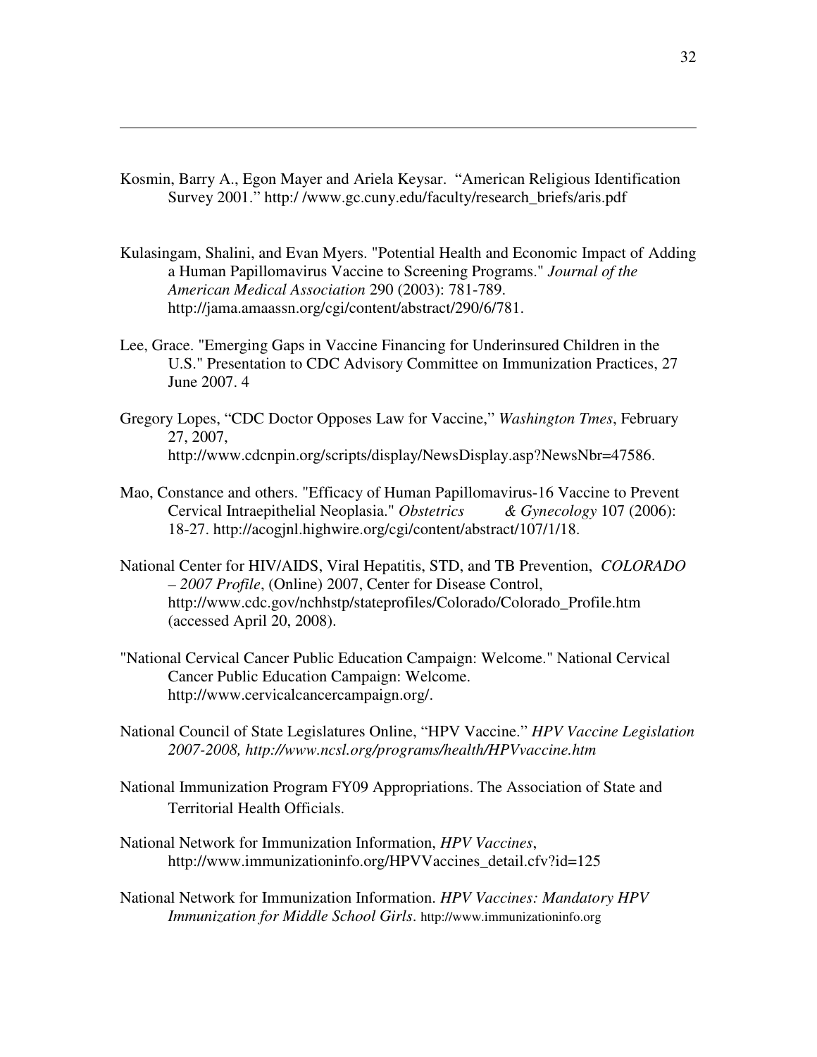Kosmin, Barry A., Egon Mayer and Ariela Keysar. "American Religious Identification Survey 2001." http:/ /www.gc.cuny.edu/faculty/research_briefs/aris.pdf

Kulasingam, Shalini, and Evan Myers. "Potential Health and Economic Impact of Adding a Human Papillomavirus Vaccine to Screening Programs." *Journal of the American Medical Association* 290 (2003): 781-789. http://jama.amaassn.org/cgi/content/abstract/290/6/781.

Lee, Grace. "Emerging Gaps in Vaccine Financing for Underinsured Children in the U.S." Presentation to CDC Advisory Committee on Immunization Practices, 27 June 2007. 4

Gregory Lopes, "CDC Doctor Opposes Law for Vaccine," *Washington Tmes*, February 27, 2007, http://www.cdcnpin.org/scripts/display/NewsDisplay.asp?NewsNbr=47586.

Mao, Constance and others. "Efficacy of Human Papillomavirus-16 Vaccine to Prevent Cervical Intraepithelial Neoplasia." *Obstetrics & Gynecology* 107 (2006): 18-27. http://acogjnl.highwire.org/cgi/content/abstract/107/1/18.

National Center for HIV/AIDS, Viral Hepatitis, STD, and TB Prevention, *COLORADO – 2007 Profile*, (Online) 2007, Center for Disease Control, http://www.cdc.gov/nchhstp/stateprofiles/Colorado/Colorado_Profile.htm (accessed April 20, 2008).

"National Cervical Cancer Public Education Campaign: Welcome." National Cervical Cancer Public Education Campaign: Welcome. http://www.cervicalcancercampaign.org/.

National Council of State Legislatures Online, "HPV Vaccine." *HPV Vaccine Legislation 2007-2008, http://www.ncsl.org/programs/health/HPVvaccine.htm*

National Immunization Program FY09 Appropriations. The Association of State and Territorial Health Officials.

National Network for Immunization Information, *HPV Vaccines*, http://www.immunizationinfo.org/HPVVaccines_detail.cfv?id=125

National Network for Immunization Information. *HPV Vaccines: Mandatory HPV Immunization for Middle School Girls*. http://www.immunizationinfo.org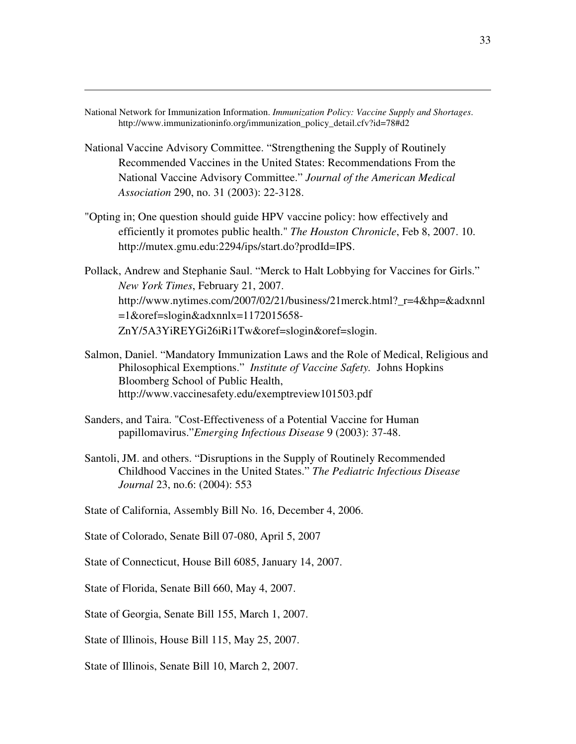National Network for Immunization Information. *Immunization Policy: Vaccine Supply and Shortages*. http://www.immunizationinfo.org/immunization_policy_detail.cfv?id=78#d2

National Vaccine Advisory Committee. “Strengthening the Supply of Routinely Recommended Vaccines in the United States: Recommendations From the National Vaccine Advisory Committee.” *Journal of the American Medical Association* 290, no. 31 (2003): 22-3128.

"Opting in; One question should guide HPV vaccine policy: how effectively and efficiently it promotes public health." *The Houston Chronicle*, Feb 8, 2007. 10. http://mutex.gmu.edu:2294/ips/start.do?prodId=IPS.

Pollack, Andrew and Stephanie Saul. “Merck to Halt Lobbying for Vaccines for Girls.” *New York Times*, February 21, 2007. http://www.nytimes.com/2007/02/21/business/21merck.html?_r=4&hp=&adxnnl=1&oref=slogin&adxnnlx=1172015658-ZnY/5A3YiREYGi26iRi1Tw&oref=slogin&oref=slogin.

Salmon, Daniel. “Mandatory Immunization Laws and the Role of Medical, Religious and Philosophical Exemptions.” *Institute of Vaccine Safety.* Johns Hopkins Bloomberg School of Public Health, http://www.vaccinesafety.edu/exemptreview101503.pdf

Sanders, and Taira. "Cost-Effectiveness of a Potential Vaccine for Human papillomavirus."*Emerging Infectious Disease* 9 (2003): 37-48.

Santoli, JM. and others. “Disruptions in the Supply of Routinely Recommended Childhood Vaccines in the United States.” *The Pediatric Infectious Disease Journal* 23, no.6: (2004): 553

State of California, Assembly Bill No. 16, December 4, 2006.

State of Colorado, Senate Bill 07-080, April 5, 2007

State of Connecticut, House Bill 6085, January 14, 2007.

State of Florida, Senate Bill 660, May 4, 2007.

State of Georgia, Senate Bill 155, March 1, 2007.

State of Illinois, House Bill 115, May 25, 2007.

State of Illinois, Senate Bill 10, March 2, 2007.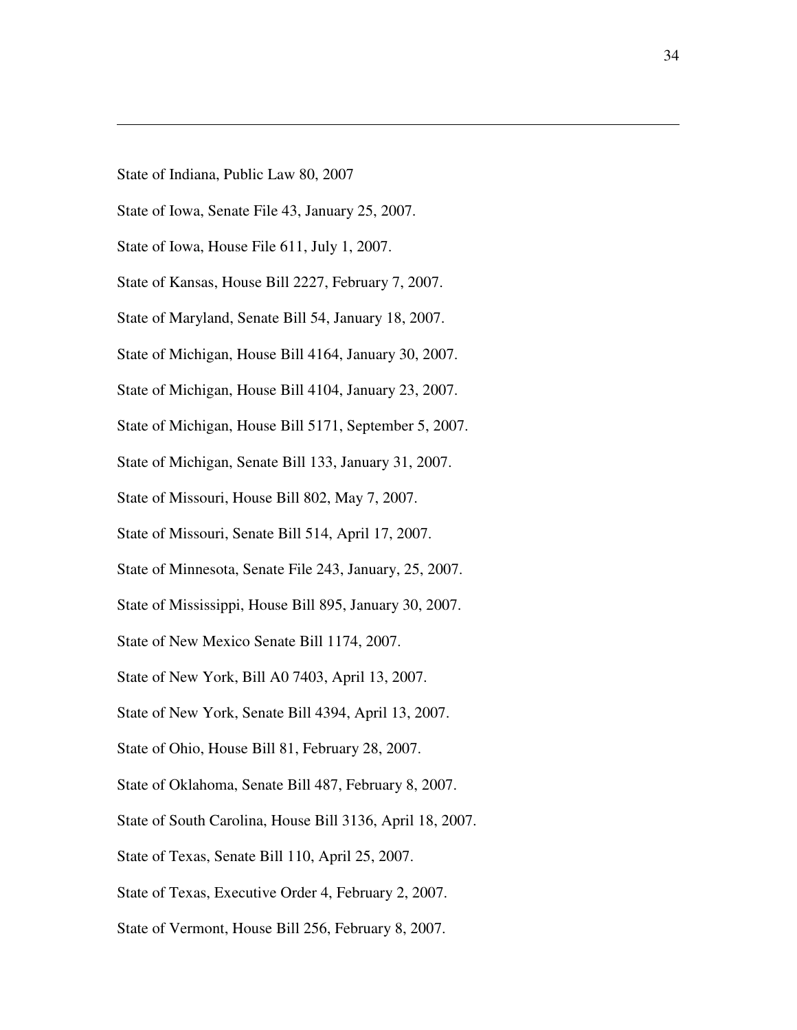State of Indiana, Public Law 80, 2007

State of Iowa, Senate File 43, January 25, 2007.

State of Iowa, House File 611, July 1, 2007.

State of Kansas, House Bill 2227, February 7, 2007.

State of Maryland, Senate Bill 54, January 18, 2007.

State of Michigan, House Bill 4164, January 30, 2007.

State of Michigan, House Bill 4104, January 23, 2007.

State of Michigan, House Bill 5171, September 5, 2007.

State of Michigan, Senate Bill 133, January 31, 2007.

State of Missouri, House Bill 802, May 7, 2007.

State of Missouri, Senate Bill 514, April 17, 2007.

State of Minnesota, Senate File 243, January, 25, 2007.

State of Mississippi, House Bill 895, January 30, 2007.

State of New Mexico Senate Bill 1174, 2007.

State of New York, Bill A0 7403, April 13, 2007.

State of New York, Senate Bill 4394, April 13, 2007.

State of Ohio, House Bill 81, February 28, 2007.

State of Oklahoma, Senate Bill 487, February 8, 2007.

State of South Carolina, House Bill 3136, April 18, 2007.

State of Texas, Senate Bill 110, April 25, 2007.

State of Texas, Executive Order 4, February 2, 2007.

State of Vermont, House Bill 256, February 8, 2007.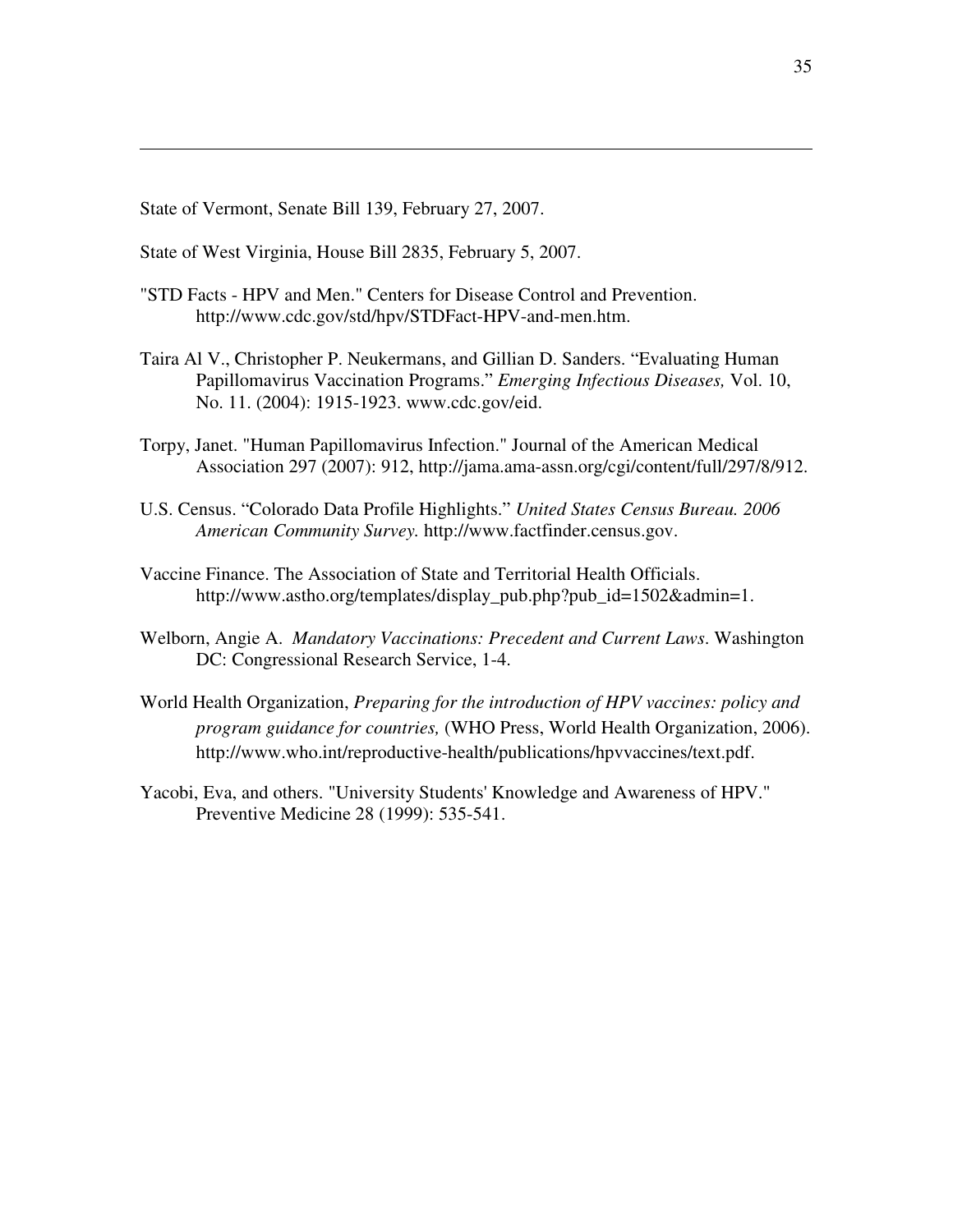State of Vermont, Senate Bill 139, February 27, 2007.

State of West Virginia, House Bill 2835, February 5, 2007.

"STD Facts - HPV and Men." Centers for Disease Control and Prevention. http://www.cdc.gov/std/hpv/STDFact-HPV-and-men.htm.

Taira Al V., Christopher P. Neukermans, and Gillian D. Sanders. "Evaluating Human Papillomavirus Vaccination Programs." *Emerging Infectious Diseases,* Vol. 10, No. 11. (2004): 1915-1923. www.cdc.gov/eid.

Torpy, Janet. "Human Papillomavirus Infection." Journal of the American Medical Association 297 (2007): 912, http://jama.ama-assn.org/cgi/content/full/297/8/912.

U.S. Census. "Colorado Data Profile Highlights." *United States Census Bureau. 2006 American Community Survey.* http://www.factfinder.census.gov.

Vaccine Finance. The Association of State and Territorial Health Officials. http://www.astho.org/templates/display_pub.php?pub_id=1502&admin=1.

Welborn, Angie A. *Mandatory Vaccinations: Precedent and Current Laws*. Washington DC: Congressional Research Service, 1-4.

World Health Organization, *Preparing for the introduction of HPV vaccines: policy and program guidance for countries,* (WHO Press, World Health Organization, 2006). http://www.who.int/reproductive-health/publications/hpvvaccines/text.pdf.

Yacobi, Eva, and others. "University Students' Knowledge and Awareness of HPV." Preventive Medicine 28 (1999): 535-541.